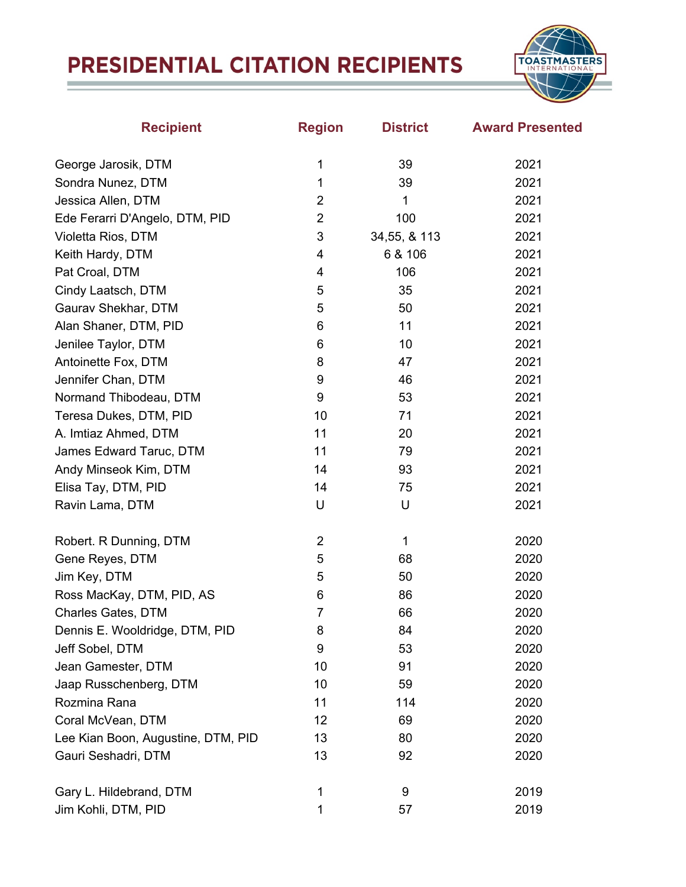# PRESIDENTIAL CITATION RECIPIENTS

| Recipient | Region | District | Award Presented |
|---|---|---|---|
| George Jarosik, DTM | 1 | 39 | 2021 |
| Sondra Nunez, DTM | 1 | 39 | 2021 |
| Jessica Allen, DTM | 2 | 1 | 2021 |
| Ede Ferarri D'Angelo, DTM, PID | 2 | 100 | 2021 |
| Violetta Rios, DTM | 3 | 34,55, & 113 | 2021 |
| Keith Hardy, DTM | 4 | 6 & 106 | 2021 |
| Pat Croal, DTM | 4 | 106 | 2021 |
| Cindy Laatsch, DTM | 5 | 35 | 2021 |
| Gaurav Shekhar, DTM | 5 | 50 | 2021 |
| Alan Shaner, DTM, PID | 6 | 11 | 2021 |
| Jenilee Taylor, DTM | 6 | 10 | 2021 |
| Antoinette Fox, DTM | 8 | 47 | 2021 |
| Jennifer Chan, DTM | 9 | 46 | 2021 |
| Normand Thibodeau, DTM | 9 | 53 | 2021 |
| Teresa Dukes, DTM, PID | 10 | 71 | 2021 |
| A. Imtiaz Ahmed, DTM | 11 | 20 | 2021 |
| James Edward Taruc, DTM | 11 | 79 | 2021 |
| Andy Minseok Kim, DTM | 14 | 93 | 2021 |
| Elisa Tay, DTM, PID | 14 | 75 | 2021 |
| Ravin Lama, DTM | U | U | 2021 |
| | | | |
| Robert. R Dunning, DTM | 2 | 1 | 2020 |
| Gene Reyes, DTM | 5 | 68 | 2020 |
| Jim Key, DTM | 5 | 50 | 2020 |
| Ross MacKay, DTM, PID, AS | 6 | 86 | 2020 |
| Charles Gates, DTM | 7 | 66 | 2020 |
| Dennis E. Wooldridge, DTM, PID | 8 | 84 | 2020 |
| Jeff Sobel, DTM | 9 | 53 | 2020 |
| Jean Gamester, DTM | 10 | 91 | 2020 |
| Jaap Russchenberg, DTM | 10 | 59 | 2020 |
| Rozmina Rana | 11 | 114 | 2020 |
| Coral McVean, DTM | 12 | 69 | 2020 |
| Lee Kian Boon, Augustine, DTM, PID | 13 | 80 | 2020 |
| Gauri Seshadri, DTM | 13 | 92 | 2020 |
| | | | |
| Gary L. Hildebrand, DTM | 1 | 9 | 2019 |
| Jim Kohli, DTM, PID | 1 | 57 | 2019 |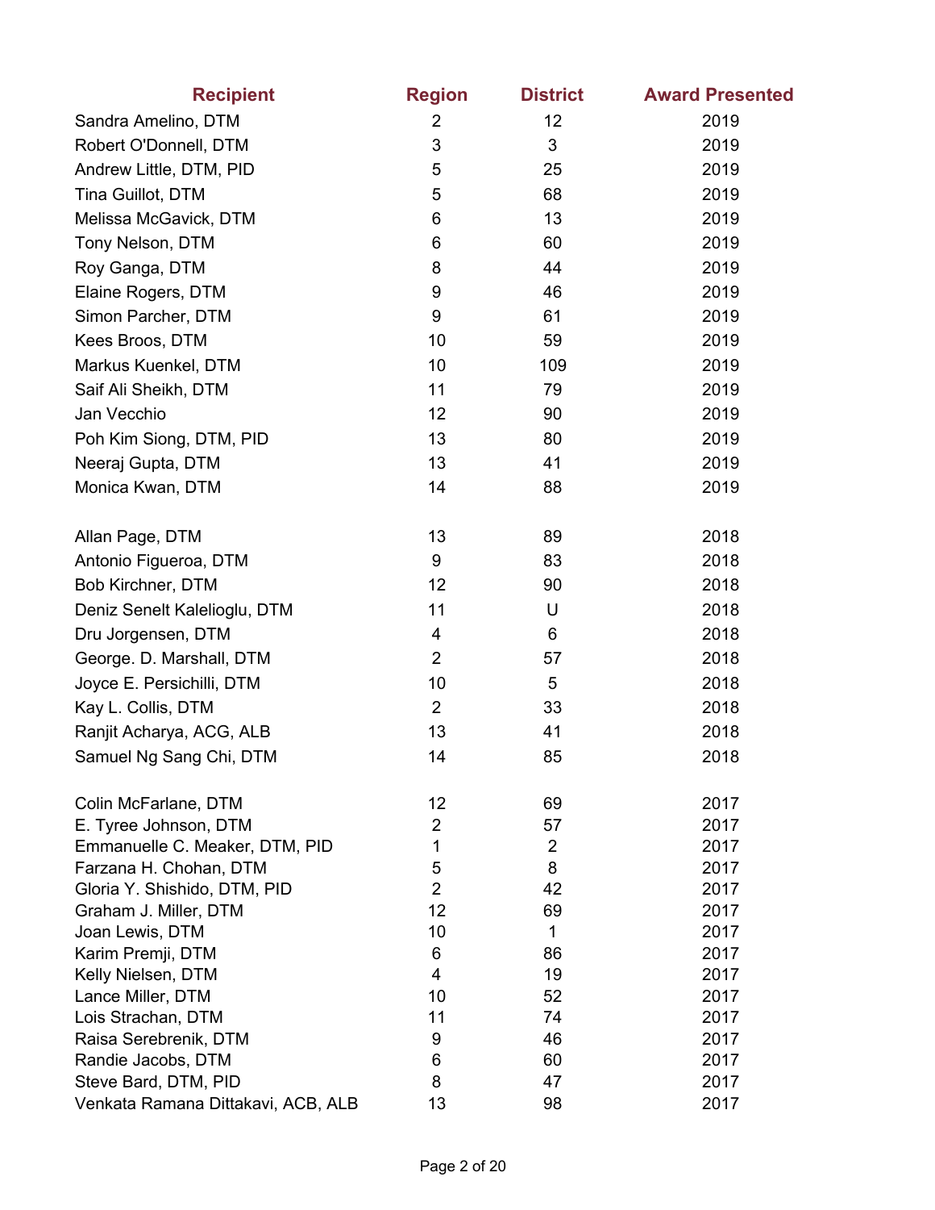| Recipient | Region | District | Award Presented |
|---|---|---|---|
| Sandra Amelino, DTM | 2 | 12 | 2019 |
| Robert O'Donnell, DTM | 3 | 3 | 2019 |
| Andrew Little, DTM, PID | 5 | 25 | 2019 |
| Tina Guillot, DTM | 5 | 68 | 2019 |
| Melissa McGavick, DTM | 6 | 13 | 2019 |
| Tony Nelson, DTM | 6 | 60 | 2019 |
| Roy Ganga, DTM | 8 | 44 | 2019 |
| Elaine Rogers, DTM | 9 | 46 | 2019 |
| Simon Parcher, DTM | 9 | 61 | 2019 |
| Kees Broos, DTM | 10 | 59 | 2019 |
| Markus Kuenkel, DTM | 10 | 109 | 2019 |
| Saif Ali Sheikh, DTM | 11 | 79 | 2019 |
| Jan Vecchio | 12 | 90 | 2019 |
| Poh Kim Siong, DTM, PID | 13 | 80 | 2019 |
| Neeraj Gupta, DTM | 13 | 41 | 2019 |
| Monica Kwan, DTM | 14 | 88 | 2019 |
| | | | |
| Allan Page, DTM | 13 | 89 | 2018 |
| Antonio Figueroa, DTM | 9 | 83 | 2018 |
| Bob Kirchner, DTM | 12 | 90 | 2018 |
| Deniz Senelt Kalelioglu, DTM | 11 | U | 2018 |
| Dru Jorgensen, DTM | 4 | 6 | 2018 |
| George. D. Marshall, DTM | 2 | 57 | 2018 |
| Joyce E. Persichilli, DTM | 10 | 5 | 2018 |
| Kay L. Collis, DTM | 2 | 33 | 2018 |
| Ranjit Acharya, ACG, ALB | 13 | 41 | 2018 |
| Samuel Ng Sang Chi, DTM | 14 | 85 | 2018 |
| | | | |
| Colin McFarlane, DTM | 12 | 69 | 2017 |
| E. Tyree Johnson, DTM | 2 | 57 | 2017 |
| Emmanuelle C. Meaker, DTM, PID | 1 | 2 | 2017 |
| Farzana H. Chohan, DTM | 5 | 8 | 2017 |
| Gloria Y. Shishido, DTM, PID | 2 | 42 | 2017 |
| Graham J. Miller, DTM | 12 | 69 | 2017 |
| Joan Lewis, DTM | 10 | 1 | 2017 |
| Karim Premji, DTM | 6 | 86 | 2017 |
| Kelly Nielsen, DTM | 4 | 19 | 2017 |
| Lance Miller, DTM | 10 | 52 | 2017 |
| Lois Strachan, DTM | 11 | 74 | 2017 |
| Raisa Serebrenik, DTM | 9 | 46 | 2017 |
| Randie Jacobs, DTM | 6 | 60 | 2017 |
| Steve Bard, DTM, PID | 8 | 47 | 2017 |
| Venkata Ramana Dittakavi, ACB, ALB | 13 | 98 | 2017 |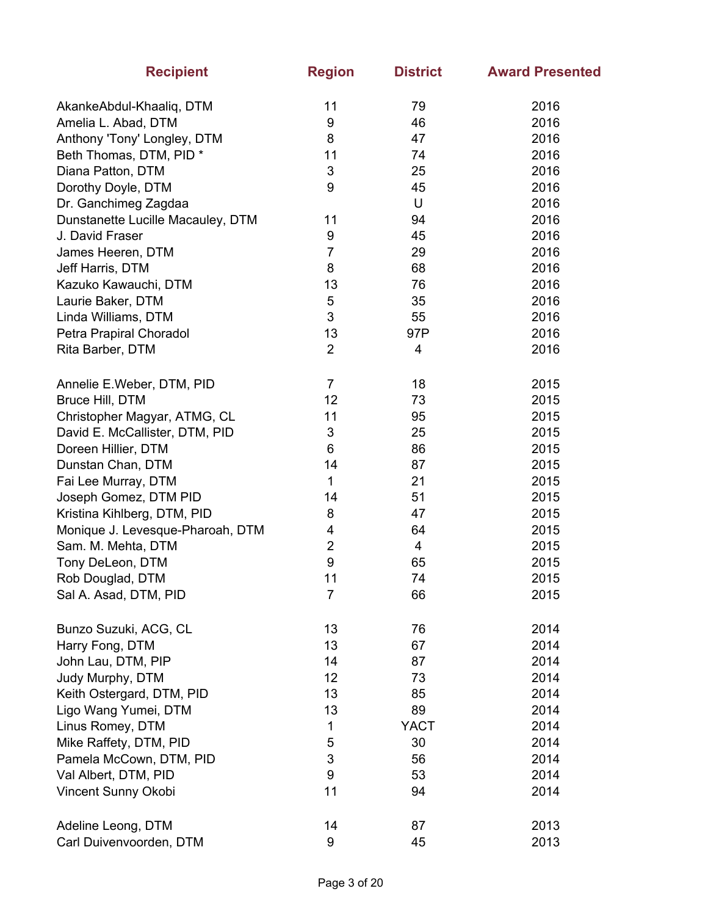| Recipient | Region | District | Award Presented |
|---|---|---|---|
| AkankeAbdul-Khaaliq, DTM | 11 | 79 | 2016 |
| Amelia L. Abad, DTM | 9 | 46 | 2016 |
| Anthony 'Tony' Longley, DTM | 8 | 47 | 2016 |
| Beth Thomas, DTM, PID * | 11 | 74 | 2016 |
| Diana Patton, DTM | 3 | 25 | 2016 |
| Dorothy Doyle, DTM | 9 | 45 | 2016 |
| Dr. Ganchimeg Zagdaa | | U | 2016 |
| Dunstanette Lucille Macauley, DTM | 11 | 94 | 2016 |
| J. David Fraser | 9 | 45 | 2016 |
| James Heeren, DTM | 7 | 29 | 2016 |
| Jeff Harris, DTM | 8 | 68 | 2016 |
| Kazuko Kawauchi, DTM | 13 | 76 | 2016 |
| Laurie Baker, DTM | 5 | 35 | 2016 |
| Linda Williams, DTM | 3 | 55 | 2016 |
| Petra Prapiral Choradol | 13 | 97P | 2016 |
| Rita Barber, DTM | 2 | 4 | 2016 |
| | | | |
| Annelie E.Weber, DTM, PID | 7 | 18 | 2015 |
| Bruce Hill, DTM | 12 | 73 | 2015 |
| Christopher Magyar, ATMG, CL | 11 | 95 | 2015 |
| David E. McCallister, DTM, PID | 3 | 25 | 2015 |
| Doreen Hillier, DTM | 6 | 86 | 2015 |
| Dunstan Chan, DTM | 14 | 87 | 2015 |
| Fai Lee Murray, DTM | 1 | 21 | 2015 |
| Joseph Gomez, DTM PID | 14 | 51 | 2015 |
| Kristina Kihlberg, DTM, PID | 8 | 47 | 2015 |
| Monique J. Levesque-Pharoah, DTM | 4 | 64 | 2015 |
| Sam. M. Mehta, DTM | 2 | 4 | 2015 |
| Tony DeLeon, DTM | 9 | 65 | 2015 |
| Rob Douglad, DTM | 11 | 74 | 2015 |
| Sal A. Asad, DTM, PID | 7 | 66 | 2015 |
| | | | |
| Bunzo Suzuki, ACG, CL | 13 | 76 | 2014 |
| Harry Fong, DTM | 13 | 67 | 2014 |
| John Lau, DTM, PIP | 14 | 87 | 2014 |
| Judy Murphy, DTM | 12 | 73 | 2014 |
| Keith Ostergard, DTM, PID | 13 | 85 | 2014 |
| Ligo Wang Yumei, DTM | 13 | 89 | 2014 |
| Linus Romey, DTM | 1 | YACT | 2014 |
| Mike Raffety, DTM, PID | 5 | 30 | 2014 |
| Pamela McCown, DTM, PID | 3 | 56 | 2014 |
| Val Albert, DTM, PID | 9 | 53 | 2014 |
| Vincent Sunny Okobi | 11 | 94 | 2014 |
| | | | |
| Adeline Leong, DTM | 14 | 87 | 2013 |
| Carl Duivenvoorden, DTM | 9 | 45 | 2013 |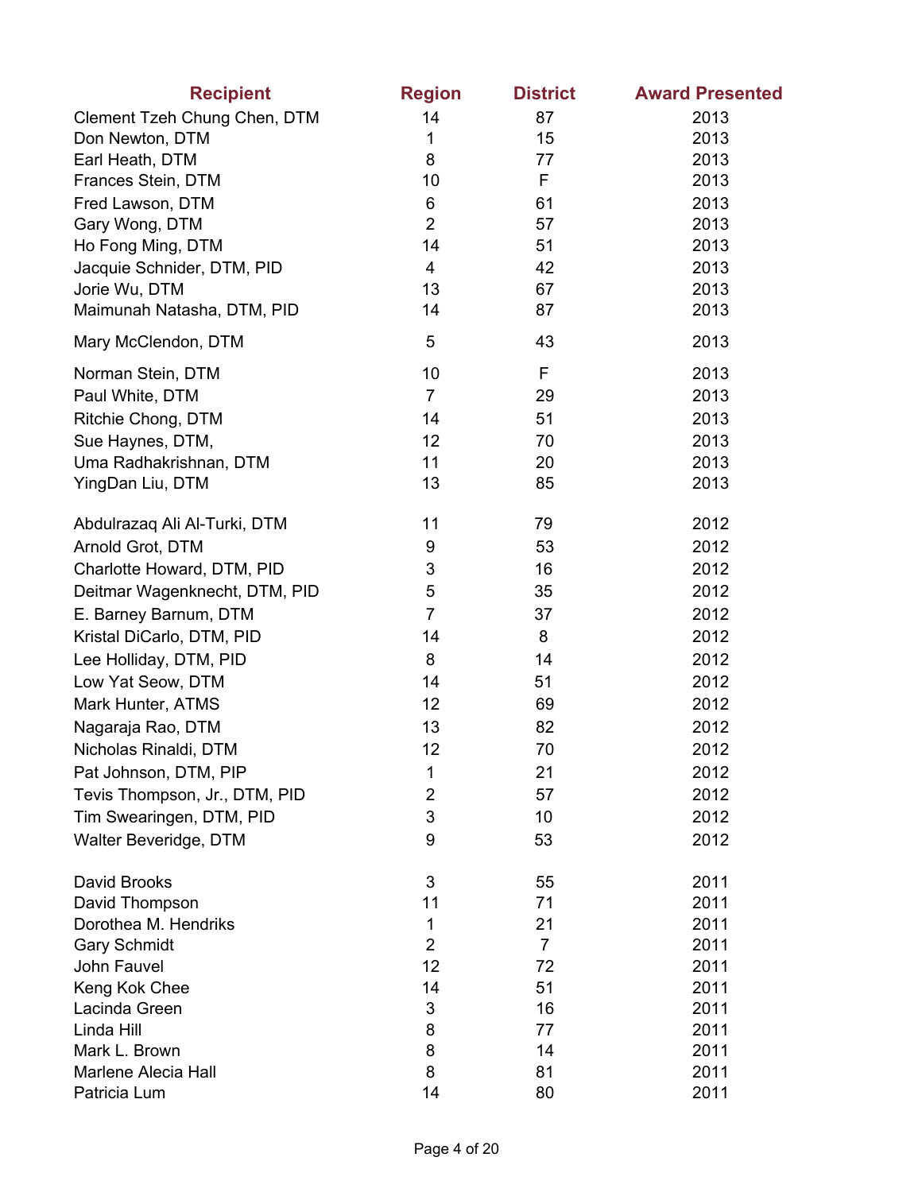| Recipient | Region | District | Award Presented |
|---|---|---|---|
| Clement Tzeh Chung Chen, DTM | 14 | 87 | 2013 |
| Don Newton, DTM | 1 | 15 | 2013 |
| Earl Heath, DTM | 8 | 77 | 2013 |
| Frances Stein, DTM | 10 | F | 2013 |
| Fred Lawson, DTM | 6 | 61 | 2013 |
| Gary Wong, DTM | 2 | 57 | 2013 |
| Ho Fong Ming, DTM | 14 | 51 | 2013 |
| Jacquie Schnider, DTM, PID | 4 | 42 | 2013 |
| Jorie Wu, DTM | 13 | 67 | 2013 |
| Maimunah Natasha, DTM, PID | 14 | 87 | 2013 |
| Mary McClendon, DTM | 5 | 43 | 2013 |
| Norman Stein, DTM | 10 | F | 2013 |
| Paul White, DTM | 7 | 29 | 2013 |
| Ritchie Chong, DTM | 14 | 51 | 2013 |
| Sue Haynes, DTM, | 12 | 70 | 2013 |
| Uma Radhakrishnan, DTM | 11 | 20 | 2013 |
| YingDan Liu, DTM | 13 | 85 | 2013 |
| Abdulrazaq Ali Al-Turki, DTM | 11 | 79 | 2012 |
| Arnold Grot, DTM | 9 | 53 | 2012 |
| Charlotte Howard, DTM, PID | 3 | 16 | 2012 |
| Deitmar Wagenknecht, DTM, PID | 5 | 35 | 2012 |
| E. Barney Barnum, DTM | 7 | 37 | 2012 |
| Kristal DiCarlo, DTM, PID | 14 | 8 | 2012 |
| Lee Holliday, DTM, PID | 8 | 14 | 2012 |
| Low Yat Seow, DTM | 14 | 51 | 2012 |
| Mark Hunter, ATMS | 12 | 69 | 2012 |
| Nagaraja Rao, DTM | 13 | 82 | 2012 |
| Nicholas Rinaldi, DTM | 12 | 70 | 2012 |
| Pat Johnson, DTM, PIP | 1 | 21 | 2012 |
| Tevis Thompson, Jr., DTM, PID | 2 | 57 | 2012 |
| Tim Swearingen, DTM, PID | 3 | 10 | 2012 |
| Walter Beveridge, DTM | 9 | 53 | 2012 |
| David Brooks | 3 | 55 | 2011 |
| David Thompson | 11 | 71 | 2011 |
| Dorothea M. Hendriks | 1 | 21 | 2011 |
| Gary Schmidt | 2 | 7 | 2011 |
| John Fauvel | 12 | 72 | 2011 |
| Keng Kok Chee | 14 | 51 | 2011 |
| Lacinda Green | 3 | 16 | 2011 |
| Linda Hill | 8 | 77 | 2011 |
| Mark L. Brown | 8 | 14 | 2011 |
| Marlene Alecia Hall | 8 | 81 | 2011 |
| Patricia Lum | 14 | 80 | 2011 |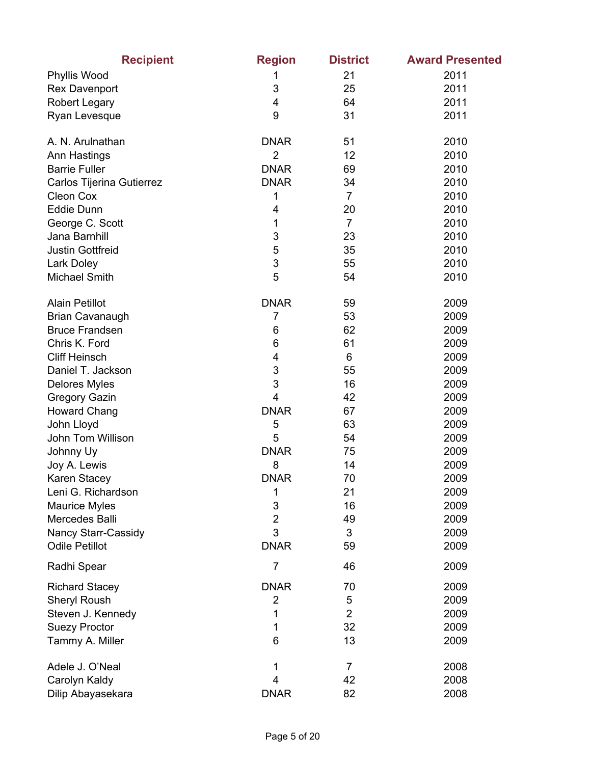| Recipient | Region | District | Award Presented |
|---|---|---|---|
| Phyllis Wood | 1 | 21 | 2011 |
| Rex Davenport | 3 | 25 | 2011 |
| Robert Legary | 4 | 64 | 2011 |
| Ryan Levesque | 9 | 31 | 2011 |
| | | | |
| A. N. Arulnathan | DNAR | 51 | 2010 |
| Ann Hastings | 2 | 12 | 2010 |
| Barrie Fuller | DNAR | 69 | 2010 |
| Carlos Tijerina Gutierrez | DNAR | 34 | 2010 |
| Cleon Cox | 1 | 7 | 2010 |
| Eddie Dunn | 4 | 20 | 2010 |
| George C. Scott | 1 | 7 | 2010 |
| Jana Barnhill | 3 | 23 | 2010 |
| Justin Gottfreid | 5 | 35 | 2010 |
| Lark Doley | 3 | 55 | 2010 |
| Michael Smith | 5 | 54 | 2010 |
| | | | |
| Alain Petillot | DNAR | 59 | 2009 |
| Brian Cavanaugh | 7 | 53 | 2009 |
| Bruce Frandsen | 6 | 62 | 2009 |
| Chris K. Ford | 6 | 61 | 2009 |
| Cliff Heinsch | 4 | 6 | 2009 |
| Daniel T. Jackson | 3 | 55 | 2009 |
| Delores Myles | 3 | 16 | 2009 |
| Gregory Gazin | 4 | 42 | 2009 |
| Howard Chang | DNAR | 67 | 2009 |
| John Lloyd | 5 | 63 | 2009 |
| John Tom Willison | 5 | 54 | 2009 |
| Johnny Uy | DNAR | 75 | 2009 |
| Joy A. Lewis | 8 | 14 | 2009 |
| Karen Stacey | DNAR | 70 | 2009 |
| Leni G. Richardson | 1 | 21 | 2009 |
| Maurice Myles | 3 | 16 | 2009 |
| Mercedes Balli | 2 | 49 | 2009 |
| Nancy Starr-Cassidy | 3 | 3 | 2009 |
| Odile Petillot | DNAR | 59 | 2009 |
| Radhi Spear | 7 | 46 | 2009 |
| Richard Stacey | DNAR | 70 | 2009 |
| Sheryl Roush | 2 | 5 | 2009 |
| Steven J. Kennedy | 1 | 2 | 2009 |
| Suezy Proctor | 1 | 32 | 2009 |
| Tammy A. Miller | 6 | 13 | 2009 |
| | | | |
| Adele J. O'Neal | 1 | 7 | 2008 |
| Carolyn Kaldy | 4 | 42 | 2008 |
| Dilip Abayasekara | DNAR | 82 | 2008 |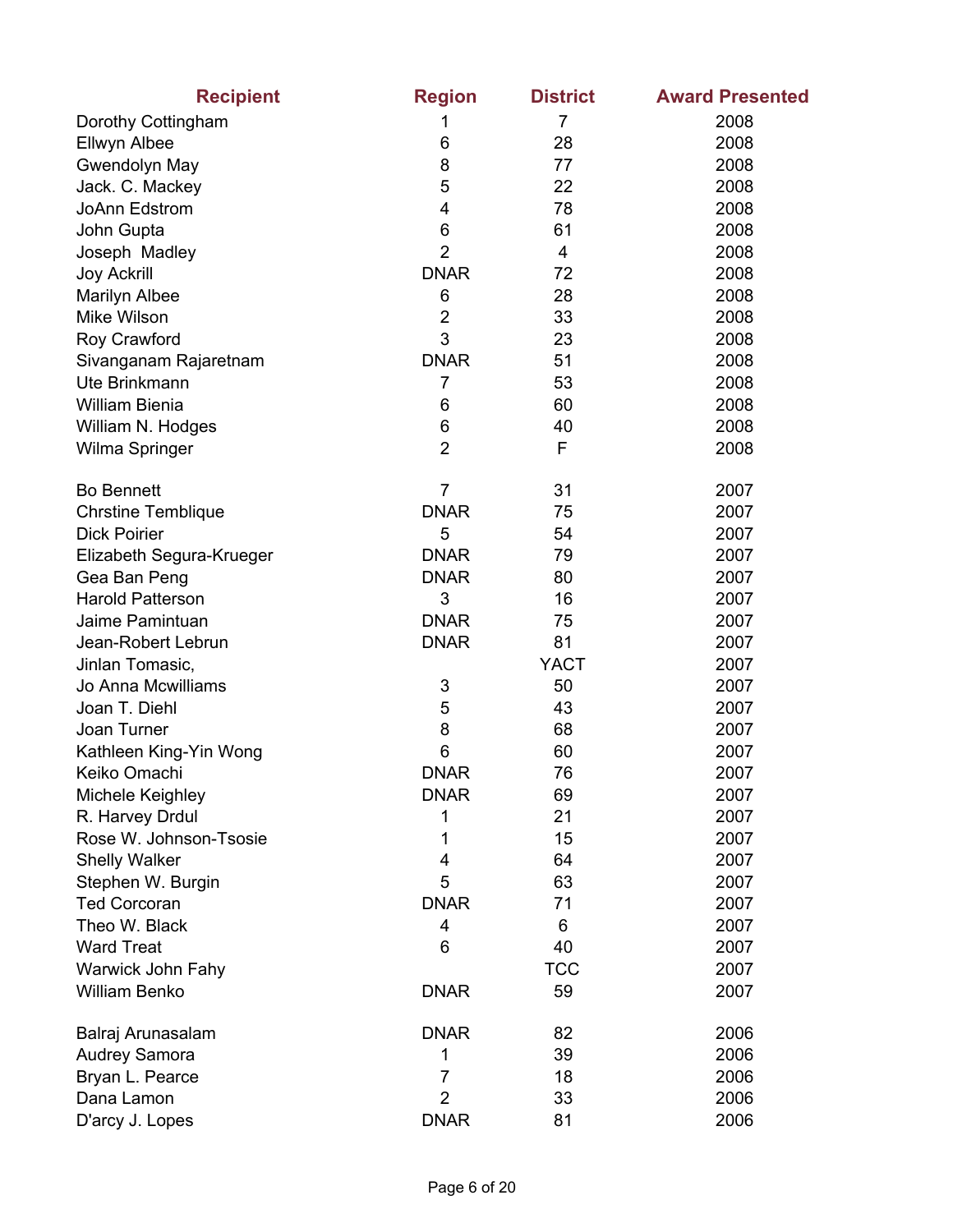| Recipient | Region | District | Award Presented |
|---|---|---|---|
| Dorothy Cottingham | 1 | 7 | 2008 |
| Ellwyn Albee | 6 | 28 | 2008 |
| Gwendolyn May | 8 | 77 | 2008 |
| Jack. C. Mackey | 5 | 22 | 2008 |
| JoAnn Edstrom | 4 | 78 | 2008 |
| John Gupta | 6 | 61 | 2008 |
| Joseph  Madley | 2 | 4 | 2008 |
| Joy Ackrill | DNAR | 72 | 2008 |
| Marilyn Albee | 6 | 28 | 2008 |
| Mike Wilson | 2 | 33 | 2008 |
| Roy Crawford | 3 | 23 | 2008 |
| Sivanganam Rajaretnam | DNAR | 51 | 2008 |
| Ute Brinkmann | 7 | 53 | 2008 |
| William Bienia | 6 | 60 | 2008 |
| William N. Hodges | 6 | 40 | 2008 |
| Wilma Springer | 2 | F | 2008 |
| | | | |
| Bo Bennett | 7 | 31 | 2007 |
| Chrstine Temblique | DNAR | 75 | 2007 |
| Dick Poirier | 5 | 54 | 2007 |
| Elizabeth Segura-Krueger | DNAR | 79 | 2007 |
| Gea Ban Peng | DNAR | 80 | 2007 |
| Harold Patterson | 3 | 16 | 2007 |
| Jaime Pamintuan | DNAR | 75 | 2007 |
| Jean-Robert Lebrun | DNAR | 81 | 2007 |
| Jinlan Tomasic, | | YACT | 2007 |
| Jo Anna Mcwilliams | 3 | 50 | 2007 |
| Joan T. Diehl | 5 | 43 | 2007 |
| Joan Turner | 8 | 68 | 2007 |
| Kathleen King-Yin Wong | 6 | 60 | 2007 |
| Keiko Omachi | DNAR | 76 | 2007 |
| Michele Keighley | DNAR | 69 | 2007 |
| R. Harvey Drdul | 1 | 21 | 2007 |
| Rose W. Johnson-Tsosie | 1 | 15 | 2007 |
| Shelly Walker | 4 | 64 | 2007 |
| Stephen W. Burgin | 5 | 63 | 2007 |
| Ted Corcoran | DNAR | 71 | 2007 |
| Theo W. Black | 4 | 6 | 2007 |
| Ward Treat | 6 | 40 | 2007 |
| Warwick John Fahy | | TCC | 2007 |
| William Benko | DNAR | 59 | 2007 |
| | | | |
| Balraj Arunasalam | DNAR | 82 | 2006 |
| Audrey Samora | 1 | 39 | 2006 |
| Bryan L. Pearce | 7 | 18 | 2006 |
| Dana Lamon | 2 | 33 | 2006 |
| D'arcy J. Lopes | DNAR | 81 | 2006 |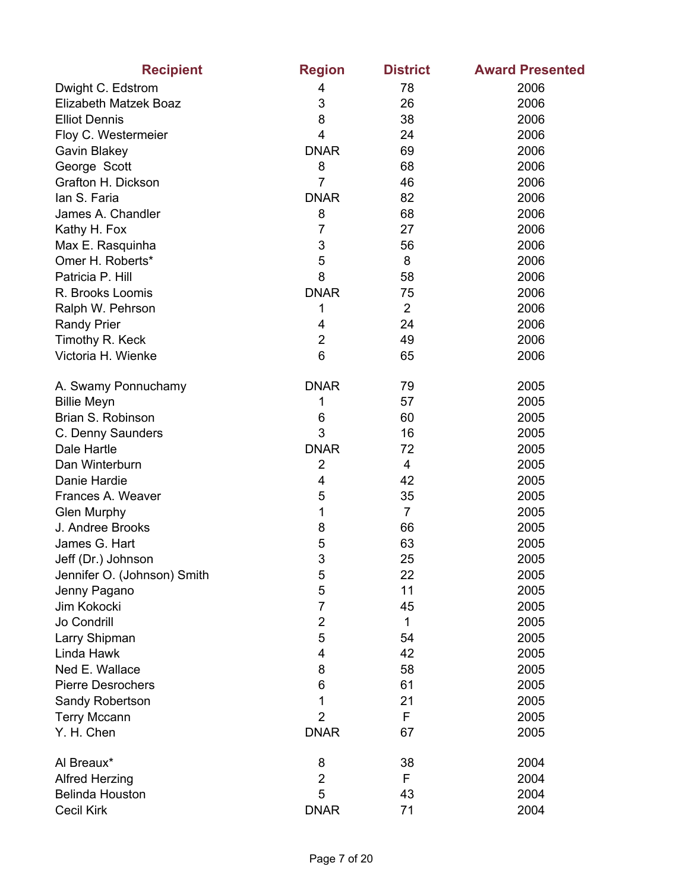| Recipient | Region | District | Award Presented |
|---|---|---|---|
| Dwight C. Edstrom | 4 | 78 | 2006 |
| Elizabeth Matzek Boaz | 3 | 26 | 2006 |
| Elliot Dennis | 8 | 38 | 2006 |
| Floy C. Westermeier | 4 | 24 | 2006 |
| Gavin Blakey | DNAR | 69 | 2006 |
| George  Scott | 8 | 68 | 2006 |
| Grafton H. Dickson | 7 | 46 | 2006 |
| Ian S. Faria | DNAR | 82 | 2006 |
| James A. Chandler | 8 | 68 | 2006 |
| Kathy H. Fox | 7 | 27 | 2006 |
| Max E. Rasquinha | 3 | 56 | 2006 |
| Omer H. Roberts* | 5 | 8 | 2006 |
| Patricia P. Hill | 8 | 58 | 2006 |
| R. Brooks Loomis | DNAR | 75 | 2006 |
| Ralph W. Pehrson | 1 | 2 | 2006 |
| Randy Prier | 4 | 24 | 2006 |
| Timothy R. Keck | 2 | 49 | 2006 |
| Victoria H. Wienke | 6 | 65 | 2006 |
| | | | |
| A. Swamy Ponnuchamy | DNAR | 79 | 2005 |
| Billie Meyn | 1 | 57 | 2005 |
| Brian S. Robinson | 6 | 60 | 2005 |
| C. Denny Saunders | 3 | 16 | 2005 |
| Dale Hartle | DNAR | 72 | 2005 |
| Dan Winterburn | 2 | 4 | 2005 |
| Danie Hardie | 4 | 42 | 2005 |
| Frances A. Weaver | 5 | 35 | 2005 |
| Glen Murphy | 1 | 7 | 2005 |
| J. Andree Brooks | 8 | 66 | 2005 |
| James G. Hart | 5 | 63 | 2005 |
| Jeff (Dr.) Johnson | 3 | 25 | 2005 |
| Jennifer O. (Johnson) Smith | 5 | 22 | 2005 |
| Jenny Pagano | 5 | 11 | 2005 |
| Jim Kokocki | 7 | 45 | 2005 |
| Jo Condrill | 2 | 1 | 2005 |
| Larry Shipman | 5 | 54 | 2005 |
| Linda Hawk | 4 | 42 | 2005 |
| Ned E. Wallace | 8 | 58 | 2005 |
| Pierre Desrochers | 6 | 61 | 2005 |
| Sandy Robertson | 1 | 21 | 2005 |
| Terry Mccann | 2 | F | 2005 |
| Y. H. Chen | DNAR | 67 | 2005 |
| | | | |
| Al Breaux* | 8 | 38 | 2004 |
| Alfred Herzing | 2 | F | 2004 |
| Belinda Houston | 5 | 43 | 2004 |
| Cecil Kirk | DNAR | 71 | 2004 |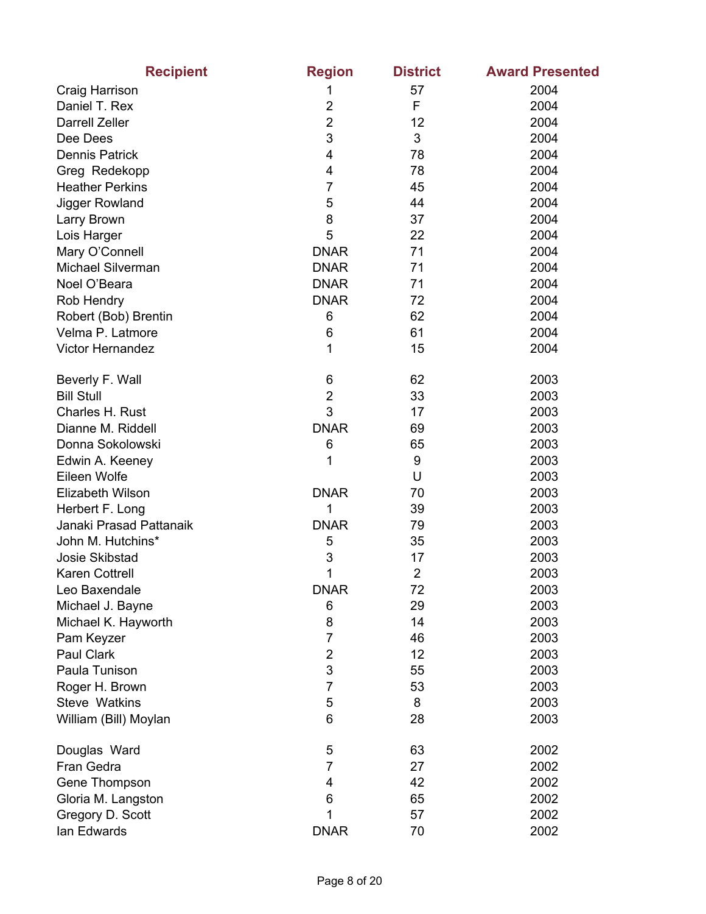| Recipient | Region | District | Award Presented |
|---|---|---|---|
| Craig Harrison | 1 | 57 | 2004 |
| Daniel T. Rex | 2 | F | 2004 |
| Darrell Zeller | 2 | 12 | 2004 |
| Dee Dees | 3 | 3 | 2004 |
| Dennis Patrick | 4 | 78 | 2004 |
| Greg  Redekopp | 4 | 78 | 2004 |
| Heather Perkins | 7 | 45 | 2004 |
| Jigger Rowland | 5 | 44 | 2004 |
| Larry Brown | 8 | 37 | 2004 |
| Lois Harger | 5 | 22 | 2004 |
| Mary O'Connell | DNAR | 71 | 2004 |
| Michael Silverman | DNAR | 71 | 2004 |
| Noel O'Beara | DNAR | 71 | 2004 |
| Rob Hendry | DNAR | 72 | 2004 |
| Robert (Bob) Brentin | 6 | 62 | 2004 |
| Velma P. Latmore | 6 | 61 | 2004 |
| Victor Hernandez | 1 | 15 | 2004 |
| | | | |
| Beverly F. Wall | 6 | 62 | 2003 |
| Bill Stull | 2 | 33 | 2003 |
| Charles H. Rust | 3 | 17 | 2003 |
| Dianne M. Riddell | DNAR | 69 | 2003 |
| Donna Sokolowski | 6 | 65 | 2003 |
| Edwin A. Keeney | 1 | 9 | 2003 |
| Eileen Wolfe | | U | 2003 |
| Elizabeth Wilson | DNAR | 70 | 2003 |
| Herbert F. Long | 1 | 39 | 2003 |
| Janaki Prasad Pattanaik | DNAR | 79 | 2003 |
| John M. Hutchins* | 5 | 35 | 2003 |
| Josie Skibstad | 3 | 17 | 2003 |
| Karen Cottrell | 1 | 2 | 2003 |
| Leo Baxendale | DNAR | 72 | 2003 |
| Michael J. Bayne | 6 | 29 | 2003 |
| Michael K. Hayworth | 8 | 14 | 2003 |
| Pam Keyzer | 7 | 46 | 2003 |
| Paul Clark | 2 | 12 | 2003 |
| Paula Tunison | 3 | 55 | 2003 |
| Roger H. Brown | 7 | 53 | 2003 |
| Steve  Watkins | 5 | 8 | 2003 |
| William (Bill) Moylan | 6 | 28 | 2003 |
| | | | |
| Douglas  Ward | 5 | 63 | 2002 |
| Fran Gedra | 7 | 27 | 2002 |
| Gene Thompson | 4 | 42 | 2002 |
| Gloria M. Langston | 6 | 65 | 2002 |
| Gregory D. Scott | 1 | 57 | 2002 |
| Ian Edwards | DNAR | 70 | 2002 |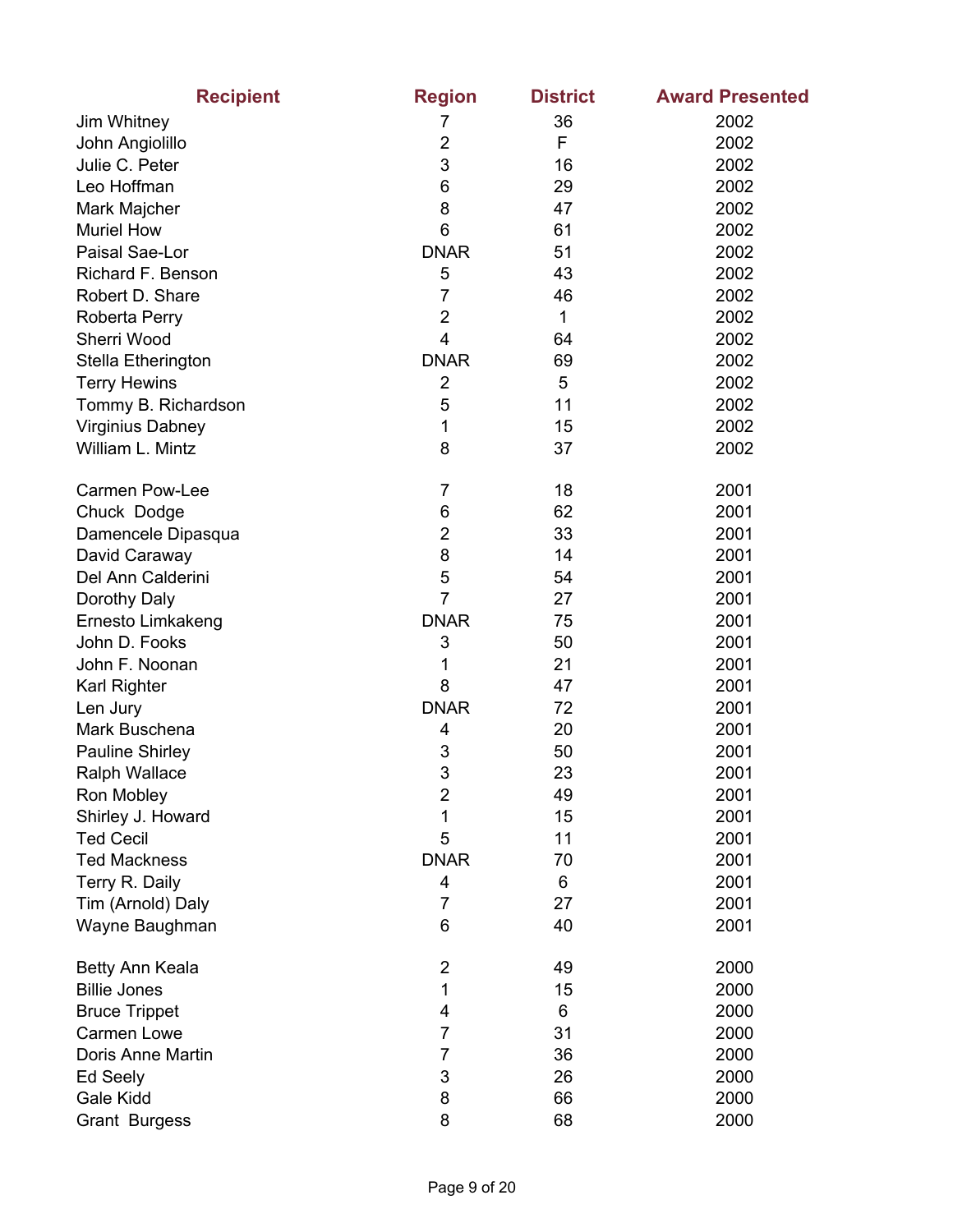| Recipient | Region | District | Award Presented |
|---|---|---|---|
| Jim Whitney | 7 | 36 | 2002 |
| John Angiolillo | 2 | F | 2002 |
| Julie C. Peter | 3 | 16 | 2002 |
| Leo Hoffman | 6 | 29 | 2002 |
| Mark Majcher | 8 | 47 | 2002 |
| Muriel How | 6 | 61 | 2002 |
| Paisal Sae-Lor | DNAR | 51 | 2002 |
| Richard F. Benson | 5 | 43 | 2002 |
| Robert D. Share | 7 | 46 | 2002 |
| Roberta Perry | 2 | 1 | 2002 |
| Sherri Wood | 4 | 64 | 2002 |
| Stella Etherington | DNAR | 69 | 2002 |
| Terry Hewins | 2 | 5 | 2002 |
| Tommy B. Richardson | 5 | 11 | 2002 |
| Virginius Dabney | 1 | 15 | 2002 |
| William L. Mintz | 8 | 37 | 2002 |
| | | | |
| Carmen Pow-Lee | 7 | 18 | 2001 |
| Chuck Dodge | 6 | 62 | 2001 |
| Damencele Dipasqua | 2 | 33 | 2001 |
| David Caraway | 8 | 14 | 2001 |
| Del Ann Calderini | 5 | 54 | 2001 |
| Dorothy Daly | 7 | 27 | 2001 |
| Ernesto Limkakeng | DNAR | 75 | 2001 |
| John D. Fooks | 3 | 50 | 2001 |
| John F. Noonan | 1 | 21 | 2001 |
| Karl Righter | 8 | 47 | 2001 |
| Len Jury | DNAR | 72 | 2001 |
| Mark Buschena | 4 | 20 | 2001 |
| Pauline Shirley | 3 | 50 | 2001 |
| Ralph Wallace | 3 | 23 | 2001 |
| Ron Mobley | 2 | 49 | 2001 |
| Shirley J. Howard | 1 | 15 | 2001 |
| Ted Cecil | 5 | 11 | 2001 |
| Ted Mackness | DNAR | 70 | 2001 |
| Terry R. Daily | 4 | 6 | 2001 |
| Tim (Arnold) Daly | 7 | 27 | 2001 |
| Wayne Baughman | 6 | 40 | 2001 |
| | | | |
| Betty Ann Keala | 2 | 49 | 2000 |
| Billie Jones | 1 | 15 | 2000 |
| Bruce Trippet | 4 | 6 | 2000 |
| Carmen Lowe | 7 | 31 | 2000 |
| Doris Anne Martin | 7 | 36 | 2000 |
| Ed Seely | 3 | 26 | 2000 |
| Gale Kidd | 8 | 66 | 2000 |
| Grant Burgess | 8 | 68 | 2000 |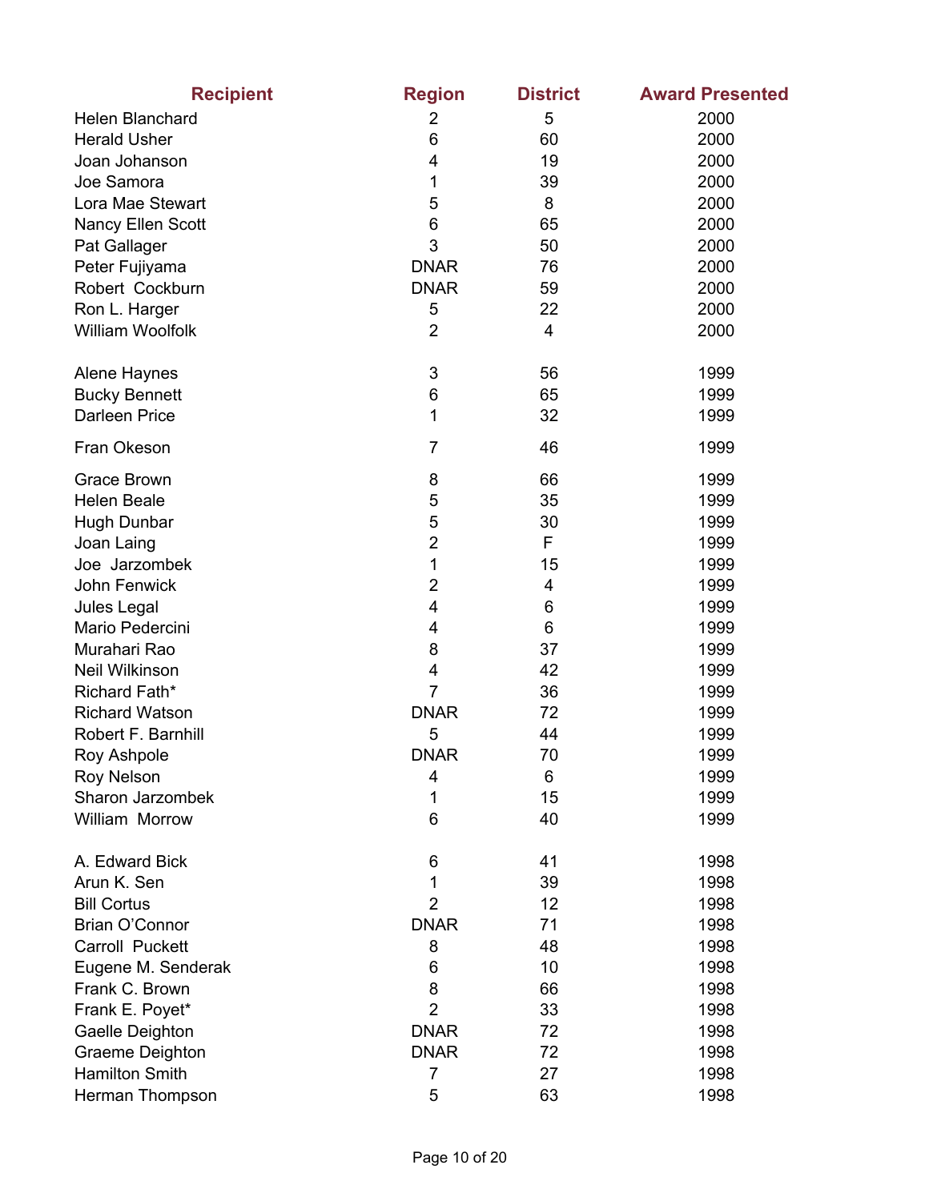| Recipient | Region | District | Award Presented |
|---|---|---|---|
| Helen Blanchard | 2 | 5 | 2000 |
| Herald Usher | 6 | 60 | 2000 |
| Joan Johanson | 4 | 19 | 2000 |
| Joe Samora | 1 | 39 | 2000 |
| Lora Mae Stewart | 5 | 8 | 2000 |
| Nancy Ellen Scott | 6 | 65 | 2000 |
| Pat Gallager | 3 | 50 | 2000 |
| Peter Fujiyama | DNAR | 76 | 2000 |
| Robert Cockburn | DNAR | 59 | 2000 |
| Ron L. Harger | 5 | 22 | 2000 |
| William Woolfolk | 2 | 4 | 2000 |
| | | | |
| Alene Haynes | 3 | 56 | 1999 |
| Bucky Bennett | 6 | 65 | 1999 |
| Darleen Price | 1 | 32 | 1999 |
| Fran Okeson | 7 | 46 | 1999 |
| Grace Brown | 8 | 66 | 1999 |
| Helen Beale | 5 | 35 | 1999 |
| Hugh Dunbar | 5 | 30 | 1999 |
| Joan Laing | 2 | F | 1999 |
| Joe Jarzombek | 1 | 15 | 1999 |
| John Fenwick | 2 | 4 | 1999 |
| Jules Legal | 4 | 6 | 1999 |
| Mario Pedercini | 4 | 6 | 1999 |
| Murahari Rao | 8 | 37 | 1999 |
| Neil Wilkinson | 4 | 42 | 1999 |
| Richard Fath* | 7 | 36 | 1999 |
| Richard Watson | DNAR | 72 | 1999 |
| Robert F. Barnhill | 5 | 44 | 1999 |
| Roy Ashpole | DNAR | 70 | 1999 |
| Roy Nelson | 4 | 6 | 1999 |
| Sharon Jarzombek | 1 | 15 | 1999 |
| William Morrow | 6 | 40 | 1999 |
| | | | |
| A. Edward Bick | 6 | 41 | 1998 |
| Arun K. Sen | 1 | 39 | 1998 |
| Bill Cortus | 2 | 12 | 1998 |
| Brian O'Connor | DNAR | 71 | 1998 |
| Carroll Puckett | 8 | 48 | 1998 |
| Eugene M. Senderak | 6 | 10 | 1998 |
| Frank C. Brown | 8 | 66 | 1998 |
| Frank E. Poyet* | 2 | 33 | 1998 |
| Gaelle Deighton | DNAR | 72 | 1998 |
| Graeme Deighton | DNAR | 72 | 1998 |
| Hamilton Smith | 7 | 27 | 1998 |
| Herman Thompson | 5 | 63 | 1998 |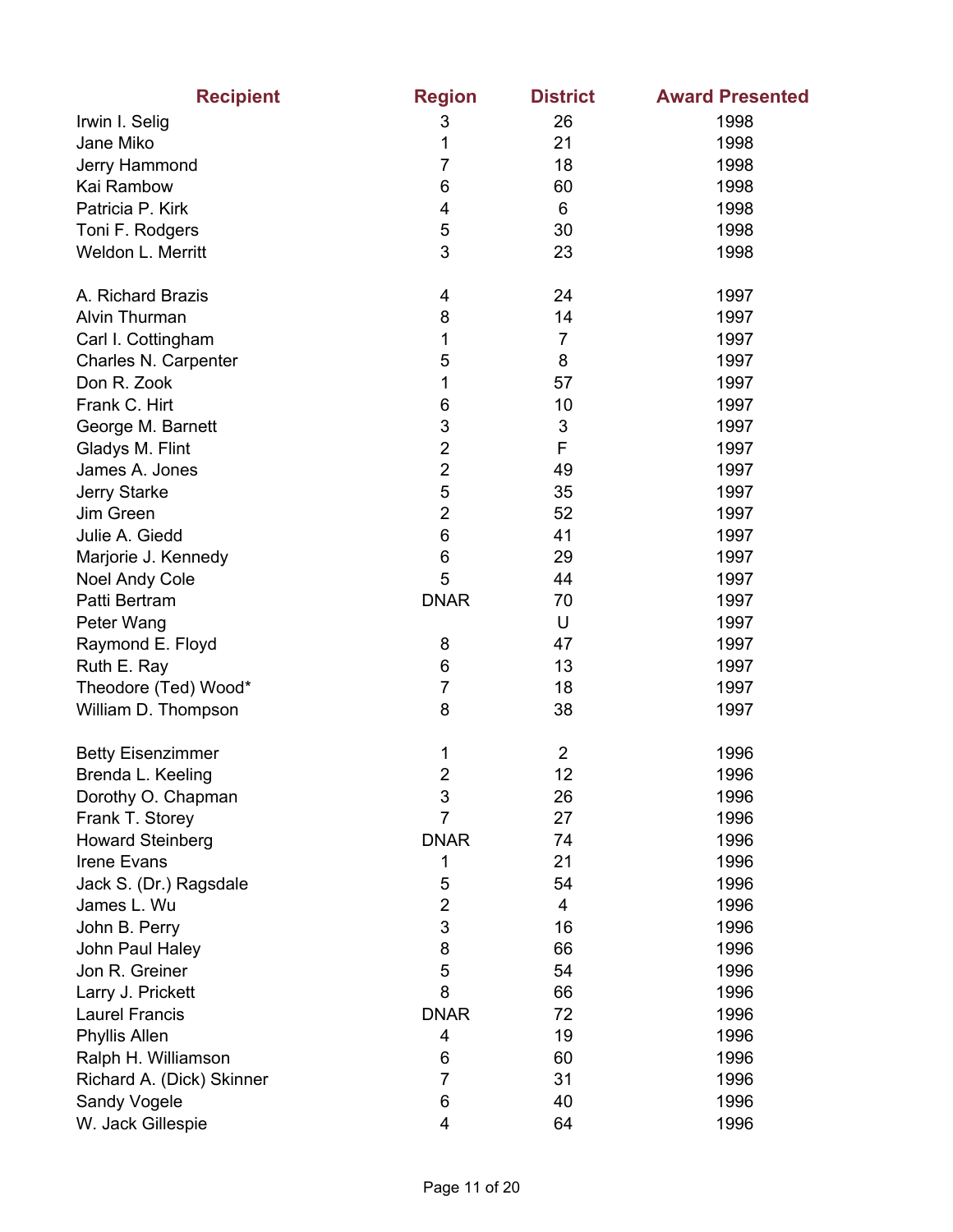| Recipient | Region | District | Award Presented |
|---|---|---|---|
| Irwin I. Selig | 3 | 26 | 1998 |
| Jane Miko | 1 | 21 | 1998 |
| Jerry Hammond | 7 | 18 | 1998 |
| Kai Rambow | 6 | 60 | 1998 |
| Patricia P. Kirk | 4 | 6 | 1998 |
| Toni F. Rodgers | 5 | 30 | 1998 |
| Weldon L. Merritt | 3 | 23 | 1998 |
| | | | |
| A. Richard Brazis | 4 | 24 | 1997 |
| Alvin Thurman | 8 | 14 | 1997 |
| Carl I. Cottingham | 1 | 7 | 1997 |
| Charles N. Carpenter | 5 | 8 | 1997 |
| Don R. Zook | 1 | 57 | 1997 |
| Frank C. Hirt | 6 | 10 | 1997 |
| George M. Barnett | 3 | 3 | 1997 |
| Gladys M. Flint | 2 | F | 1997 |
| James A. Jones | 2 | 49 | 1997 |
| Jerry Starke | 5 | 35 | 1997 |
| Jim Green | 2 | 52 | 1997 |
| Julie A. Giedd | 6 | 41 | 1997 |
| Marjorie J. Kennedy | 6 | 29 | 1997 |
| Noel Andy Cole | 5 | 44 | 1997 |
| Patti Bertram | DNAR | 70 | 1997 |
| Peter Wang | | U | 1997 |
| Raymond E. Floyd | 8 | 47 | 1997 |
| Ruth E. Ray | 6 | 13 | 1997 |
| Theodore (Ted) Wood* | 7 | 18 | 1997 |
| William D. Thompson | 8 | 38 | 1997 |
| | | | |
| Betty Eisenzimmer | 1 | 2 | 1996 |
| Brenda L. Keeling | 2 | 12 | 1996 |
| Dorothy O. Chapman | 3 | 26 | 1996 |
| Frank T. Storey | 7 | 27 | 1996 |
| Howard Steinberg | DNAR | 74 | 1996 |
| Irene Evans | 1 | 21 | 1996 |
| Jack S. (Dr.) Ragsdale | 5 | 54 | 1996 |
| James L. Wu | 2 | 4 | 1996 |
| John B. Perry | 3 | 16 | 1996 |
| John Paul Haley | 8 | 66 | 1996 |
| Jon R. Greiner | 5 | 54 | 1996 |
| Larry J. Prickett | 8 | 66 | 1996 |
| Laurel Francis | DNAR | 72 | 1996 |
| Phyllis Allen | 4 | 19 | 1996 |
| Ralph H. Williamson | 6 | 60 | 1996 |
| Richard A. (Dick) Skinner | 7 | 31 | 1996 |
| Sandy Vogele | 6 | 40 | 1996 |
| W. Jack Gillespie | 4 | 64 | 1996 |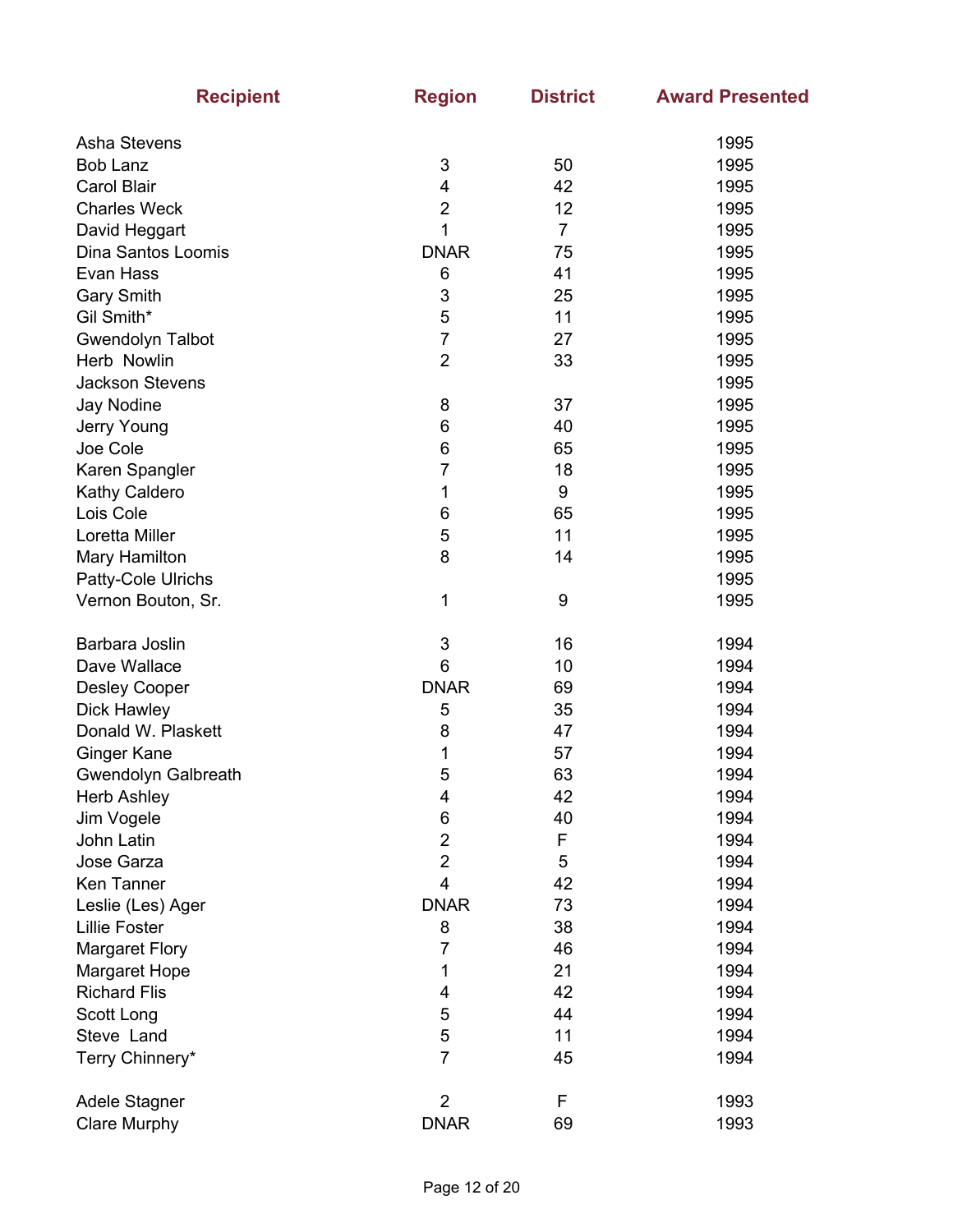| Recipient | Region | District | Award Presented |
|---|---|---|---|
| Asha Stevens | | | 1995 |
| Bob Lanz | 3 | 50 | 1995 |
| Carol Blair | 4 | 42 | 1995 |
| Charles Weck | 2 | 12 | 1995 |
| David Heggart | 1 | 7 | 1995 |
| Dina Santos Loomis | DNAR | 75 | 1995 |
| Evan Hass | 6 | 41 | 1995 |
| Gary Smith | 3 | 25 | 1995 |
| Gil Smith* | 5 | 11 | 1995 |
| Gwendolyn Talbot | 7 | 27 | 1995 |
| Herb Nowlin | 2 | 33 | 1995 |
| Jackson Stevens | | | 1995 |
| Jay Nodine | 8 | 37 | 1995 |
| Jerry Young | 6 | 40 | 1995 |
| Joe Cole | 6 | 65 | 1995 |
| Karen Spangler | 7 | 18 | 1995 |
| Kathy Caldero | 1 | 9 | 1995 |
| Lois Cole | 6 | 65 | 1995 |
| Loretta Miller | 5 | 11 | 1995 |
| Mary Hamilton | 8 | 14 | 1995 |
| Patty-Cole Ulrichs | | | 1995 |
| Vernon Bouton, Sr. | 1 | 9 | 1995 |
| | | | |
| Barbara Joslin | 3 | 16 | 1994 |
| Dave Wallace | 6 | 10 | 1994 |
| Desley Cooper | DNAR | 69 | 1994 |
| Dick Hawley | 5 | 35 | 1994 |
| Donald W. Plaskett | 8 | 47 | 1994 |
| Ginger Kane | 1 | 57 | 1994 |
| Gwendolyn Galbreath | 5 | 63 | 1994 |
| Herb Ashley | 4 | 42 | 1994 |
| Jim Vogele | 6 | 40 | 1994 |
| John Latin | 2 | F | 1994 |
| Jose Garza | 2 | 5 | 1994 |
| Ken Tanner | 4 | 42 | 1994 |
| Leslie (Les) Ager | DNAR | 73 | 1994 |
| Lillie Foster | 8 | 38 | 1994 |
| Margaret Flory | 7 | 46 | 1994 |
| Margaret Hope | 1 | 21 | 1994 |
| Richard Flis | 4 | 42 | 1994 |
| Scott Long | 5 | 44 | 1994 |
| Steve Land | 5 | 11 | 1994 |
| Terry Chinnery* | 7 | 45 | 1994 |
| | | | |
| Adele Stagner | 2 | F | 1993 |
| Clare Murphy | DNAR | 69 | 1993 |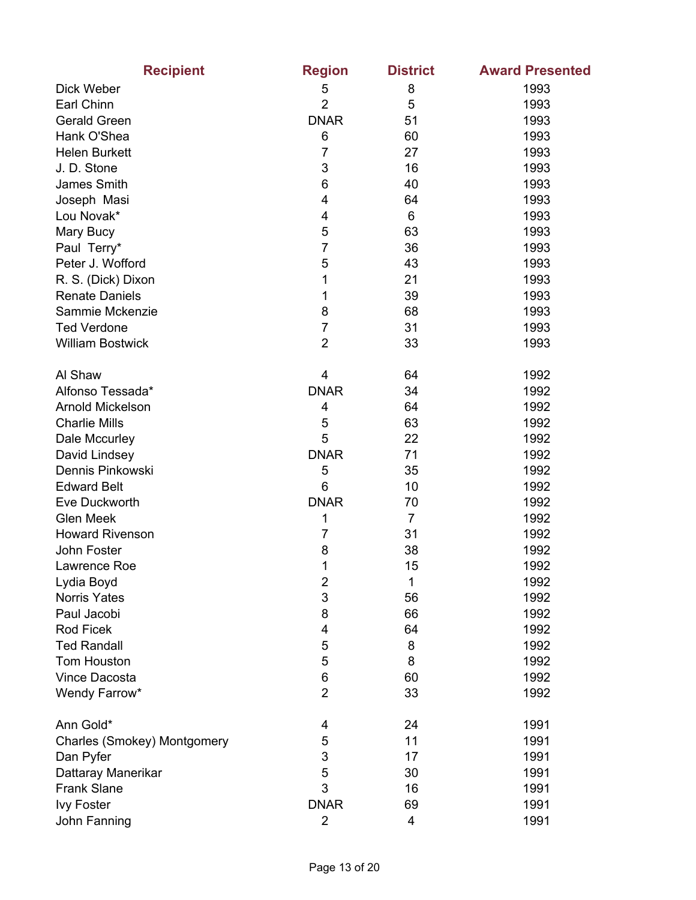| Recipient | Region | District | Award Presented |
|---|---|---|---|
| Dick Weber | 5 | 8 | 1993 |
| Earl Chinn | 2 | 5 | 1993 |
| Gerald Green | DNAR | 51 | 1993 |
| Hank O'Shea | 6 | 60 | 1993 |
| Helen Burkett | 7 | 27 | 1993 |
| J. D. Stone | 3 | 16 | 1993 |
| James Smith | 6 | 40 | 1993 |
| Joseph Masi | 4 | 64 | 1993 |
| Lou Novak* | 4 | 6 | 1993 |
| Mary Bucy | 5 | 63 | 1993 |
| Paul Terry* | 7 | 36 | 1993 |
| Peter J. Wofford | 5 | 43 | 1993 |
| R. S. (Dick) Dixon | 1 | 21 | 1993 |
| Renate Daniels | 1 | 39 | 1993 |
| Sammie Mckenzie | 8 | 68 | 1993 |
| Ted Verdone | 7 | 31 | 1993 |
| William Bostwick | 2 | 33 | 1993 |
| | | | |
| Al Shaw | 4 | 64 | 1992 |
| Alfonso Tessada* | DNAR | 34 | 1992 |
| Arnold Mickelson | 4 | 64 | 1992 |
| Charlie Mills | 5 | 63 | 1992 |
| Dale Mccurley | 5 | 22 | 1992 |
| David Lindsey | DNAR | 71 | 1992 |
| Dennis Pinkowski | 5 | 35 | 1992 |
| Edward Belt | 6 | 10 | 1992 |
| Eve Duckworth | DNAR | 70 | 1992 |
| Glen Meek | 1 | 7 | 1992 |
| Howard Rivenson | 7 | 31 | 1992 |
| John Foster | 8 | 38 | 1992 |
| Lawrence Roe | 1 | 15 | 1992 |
| Lydia Boyd | 2 | 1 | 1992 |
| Norris Yates | 3 | 56 | 1992 |
| Paul Jacobi | 8 | 66 | 1992 |
| Rod Ficek | 4 | 64 | 1992 |
| Ted Randall | 5 | 8 | 1992 |
| Tom Houston | 5 | 8 | 1992 |
| Vince Dacosta | 6 | 60 | 1992 |
| Wendy Farrow* | 2 | 33 | 1992 |
| | | | |
| Ann Gold* | 4 | 24 | 1991 |
| Charles (Smokey) Montgomery | 5 | 11 | 1991 |
| Dan Pyfer | 3 | 17 | 1991 |
| Dattaray Manerikar | 5 | 30 | 1991 |
| Frank Slane | 3 | 16 | 1991 |
| Ivy Foster | DNAR | 69 | 1991 |
| John Fanning | 2 | 4 | 1991 |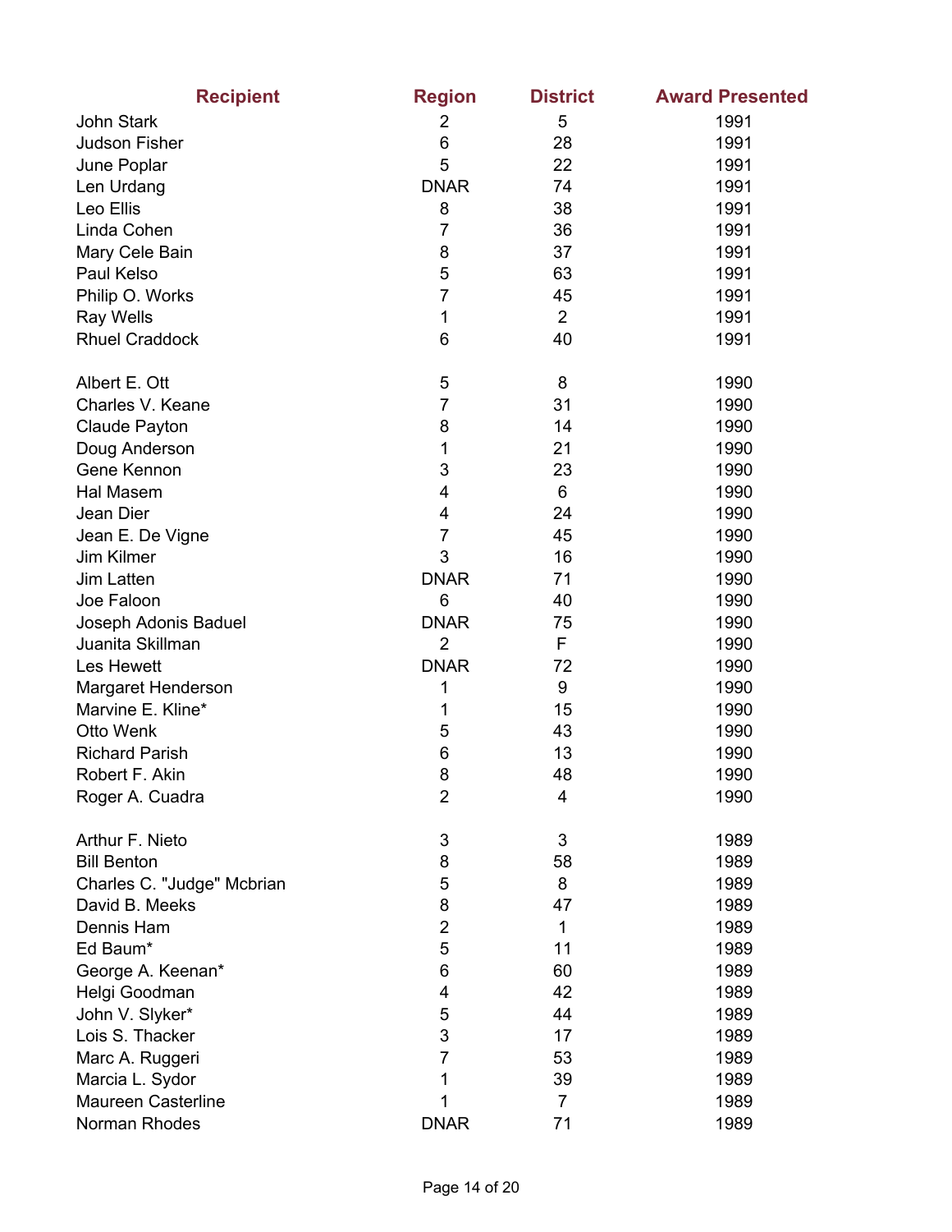| Recipient | Region | District | Award Presented |
|---|---|---|---|
| John Stark | 2 | 5 | 1991 |
| Judson Fisher | 6 | 28 | 1991 |
| June Poplar | 5 | 22 | 1991 |
| Len Urdang | DNAR | 74 | 1991 |
| Leo Ellis | 8 | 38 | 1991 |
| Linda Cohen | 7 | 36 | 1991 |
| Mary Cele Bain | 8 | 37 | 1991 |
| Paul Kelso | 5 | 63 | 1991 |
| Philip O. Works | 7 | 45 | 1991 |
| Ray Wells | 1 | 2 | 1991 |
| Rhuel Craddock | 6 | 40 | 1991 |
| | | | |
| Albert E. Ott | 5 | 8 | 1990 |
| Charles V. Keane | 7 | 31 | 1990 |
| Claude Payton | 8 | 14 | 1990 |
| Doug Anderson | 1 | 21 | 1990 |
| Gene Kennon | 3 | 23 | 1990 |
| Hal Masem | 4 | 6 | 1990 |
| Jean Dier | 4 | 24 | 1990 |
| Jean E. De Vigne | 7 | 45 | 1990 |
| Jim Kilmer | 3 | 16 | 1990 |
| Jim Latten | DNAR | 71 | 1990 |
| Joe Faloon | 6 | 40 | 1990 |
| Joseph Adonis Baduel | DNAR | 75 | 1990 |
| Juanita Skillman | 2 | F | 1990 |
| Les Hewett | DNAR | 72 | 1990 |
| Margaret Henderson | 1 | 9 | 1990 |
| Marvine E. Kline* | 1 | 15 | 1990 |
| Otto Wenk | 5 | 43 | 1990 |
| Richard Parish | 6 | 13 | 1990 |
| Robert F. Akin | 8 | 48 | 1990 |
| Roger A. Cuadra | 2 | 4 | 1990 |
| | | | |
| Arthur F. Nieto | 3 | 3 | 1989 |
| Bill Benton | 8 | 58 | 1989 |
| Charles C. "Judge" Mcbrian | 5 | 8 | 1989 |
| David B. Meeks | 8 | 47 | 1989 |
| Dennis Ham | 2 | 1 | 1989 |
| Ed Baum* | 5 | 11 | 1989 |
| George A. Keenan* | 6 | 60 | 1989 |
| Helgi Goodman | 4 | 42 | 1989 |
| John V. Slyker* | 5 | 44 | 1989 |
| Lois S. Thacker | 3 | 17 | 1989 |
| Marc A. Ruggeri | 7 | 53 | 1989 |
| Marcia L. Sydor | 1 | 39 | 1989 |
| Maureen Casterline | 1 | 7 | 1989 |
| Norman Rhodes | DNAR | 71 | 1989 |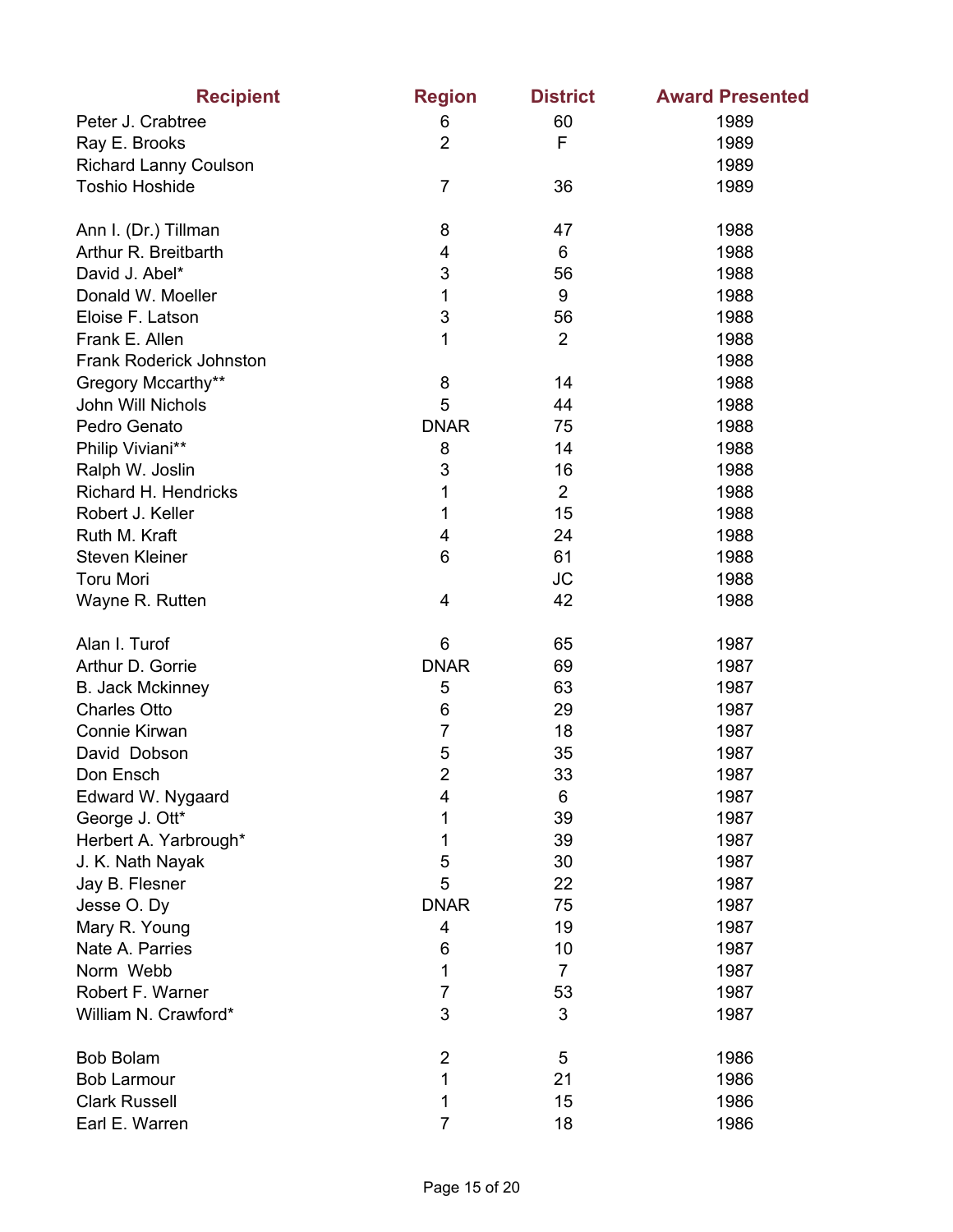| Recipient | Region | District | Award Presented |
|---|---|---|---|
| Peter J. Crabtree | 6 | 60 | 1989 |
| Ray E. Brooks | 2 | F | 1989 |
| Richard Lanny Coulson | | | 1989 |
| Toshio Hoshide | 7 | 36 | 1989 |
| | | | |
| Ann I. (Dr.) Tillman | 8 | 47 | 1988 |
| Arthur R. Breitbarth | 4 | 6 | 1988 |
| David J. Abel* | 3 | 56 | 1988 |
| Donald W. Moeller | 1 | 9 | 1988 |
| Eloise F. Latson | 3 | 56 | 1988 |
| Frank E. Allen | 1 | 2 | 1988 |
| Frank Roderick Johnston | | | 1988 |
| Gregory Mccarthy** | 8 | 14 | 1988 |
| John Will Nichols | 5 | 44 | 1988 |
| Pedro Genato | DNAR | 75 | 1988 |
| Philip Viviani** | 8 | 14 | 1988 |
| Ralph W. Joslin | 3 | 16 | 1988 |
| Richard H. Hendricks | 1 | 2 | 1988 |
| Robert J. Keller | 1 | 15 | 1988 |
| Ruth M. Kraft | 4 | 24 | 1988 |
| Steven Kleiner | 6 | 61 | 1988 |
| Toru Mori | | JC | 1988 |
| Wayne R. Rutten | 4 | 42 | 1988 |
| | | | |
| Alan I. Turof | 6 | 65 | 1987 |
| Arthur D. Gorrie | DNAR | 69 | 1987 |
| B. Jack Mckinney | 5 | 63 | 1987 |
| Charles Otto | 6 | 29 | 1987 |
| Connie Kirwan | 7 | 18 | 1987 |
| David Dobson | 5 | 35 | 1987 |
| Don Ensch | 2 | 33 | 1987 |
| Edward W. Nygaard | 4 | 6 | 1987 |
| George J. Ott* | 1 | 39 | 1987 |
| Herbert A. Yarbrough* | 1 | 39 | 1987 |
| J. K. Nath Nayak | 5 | 30 | 1987 |
| Jay B. Flesner | 5 | 22 | 1987 |
| Jesse O. Dy | DNAR | 75 | 1987 |
| Mary R. Young | 4 | 19 | 1987 |
| Nate A. Parries | 6 | 10 | 1987 |
| Norm Webb | 1 | 7 | 1987 |
| Robert F. Warner | 7 | 53 | 1987 |
| William N. Crawford* | 3 | 3 | 1987 |
| | | | |
| Bob Bolam | 2 | 5 | 1986 |
| Bob Larmour | 1 | 21 | 1986 |
| Clark Russell | 1 | 15 | 1986 |
| Earl E. Warren | 7 | 18 | 1986 |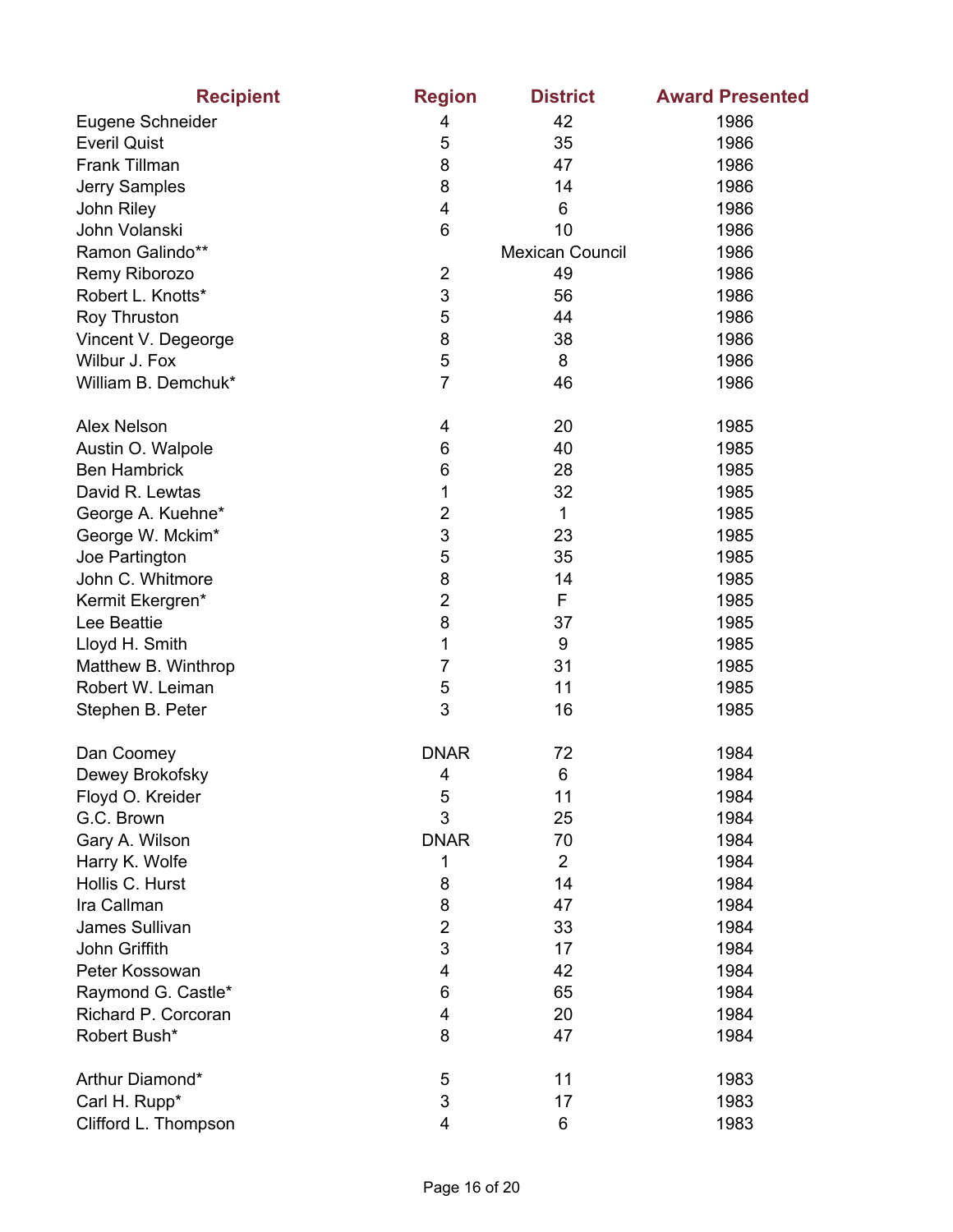| Recipient | Region | District | Award Presented |
|---|---|---|---|
| Eugene Schneider | 4 | 42 | 1986 |
| Everil Quist | 5 | 35 | 1986 |
| Frank Tillman | 8 | 47 | 1986 |
| Jerry Samples | 8 | 14 | 1986 |
| John Riley | 4 | 6 | 1986 |
| John Volanski | 6 | 10 | 1986 |
| Ramon Galindo** | | Mexican Council | 1986 |
| Remy Riborozo | 2 | 49 | 1986 |
| Robert L. Knotts* | 3 | 56 | 1986 |
| Roy Thruston | 5 | 44 | 1986 |
| Vincent V. Degeorge | 8 | 38 | 1986 |
| Wilbur J. Fox | 5 | 8 | 1986 |
| William B. Demchuk* | 7 | 46 | 1986 |
| | | | |
| Alex Nelson | 4 | 20 | 1985 |
| Austin O. Walpole | 6 | 40 | 1985 |
| Ben Hambrick | 6 | 28 | 1985 |
| David R. Lewtas | 1 | 32 | 1985 |
| George A. Kuehne* | 2 | 1 | 1985 |
| George W. Mckim* | 3 | 23 | 1985 |
| Joe Partington | 5 | 35 | 1985 |
| John C. Whitmore | 8 | 14 | 1985 |
| Kermit Ekergren* | 2 | F | 1985 |
| Lee Beattie | 8 | 37 | 1985 |
| Lloyd H. Smith | 1 | 9 | 1985 |
| Matthew B. Winthrop | 7 | 31 | 1985 |
| Robert W. Leiman | 5 | 11 | 1985 |
| Stephen B. Peter | 3 | 16 | 1985 |
| | | | |
| Dan Coomey | DNAR | 72 | 1984 |
| Dewey Brokofsky | 4 | 6 | 1984 |
| Floyd O. Kreider | 5 | 11 | 1984 |
| G.C. Brown | 3 | 25 | 1984 |
| Gary A. Wilson | DNAR | 70 | 1984 |
| Harry K. Wolfe | 1 | 2 | 1984 |
| Hollis C. Hurst | 8 | 14 | 1984 |
| Ira Callman | 8 | 47 | 1984 |
| James Sullivan | 2 | 33 | 1984 |
| John Griffith | 3 | 17 | 1984 |
| Peter Kossowan | 4 | 42 | 1984 |
| Raymond G. Castle* | 6 | 65 | 1984 |
| Richard P. Corcoran | 4 | 20 | 1984 |
| Robert Bush* | 8 | 47 | 1984 |
| | | | |
| Arthur Diamond* | 5 | 11 | 1983 |
| Carl H. Rupp* | 3 | 17 | 1983 |
| Clifford L. Thompson | 4 | 6 | 1983 |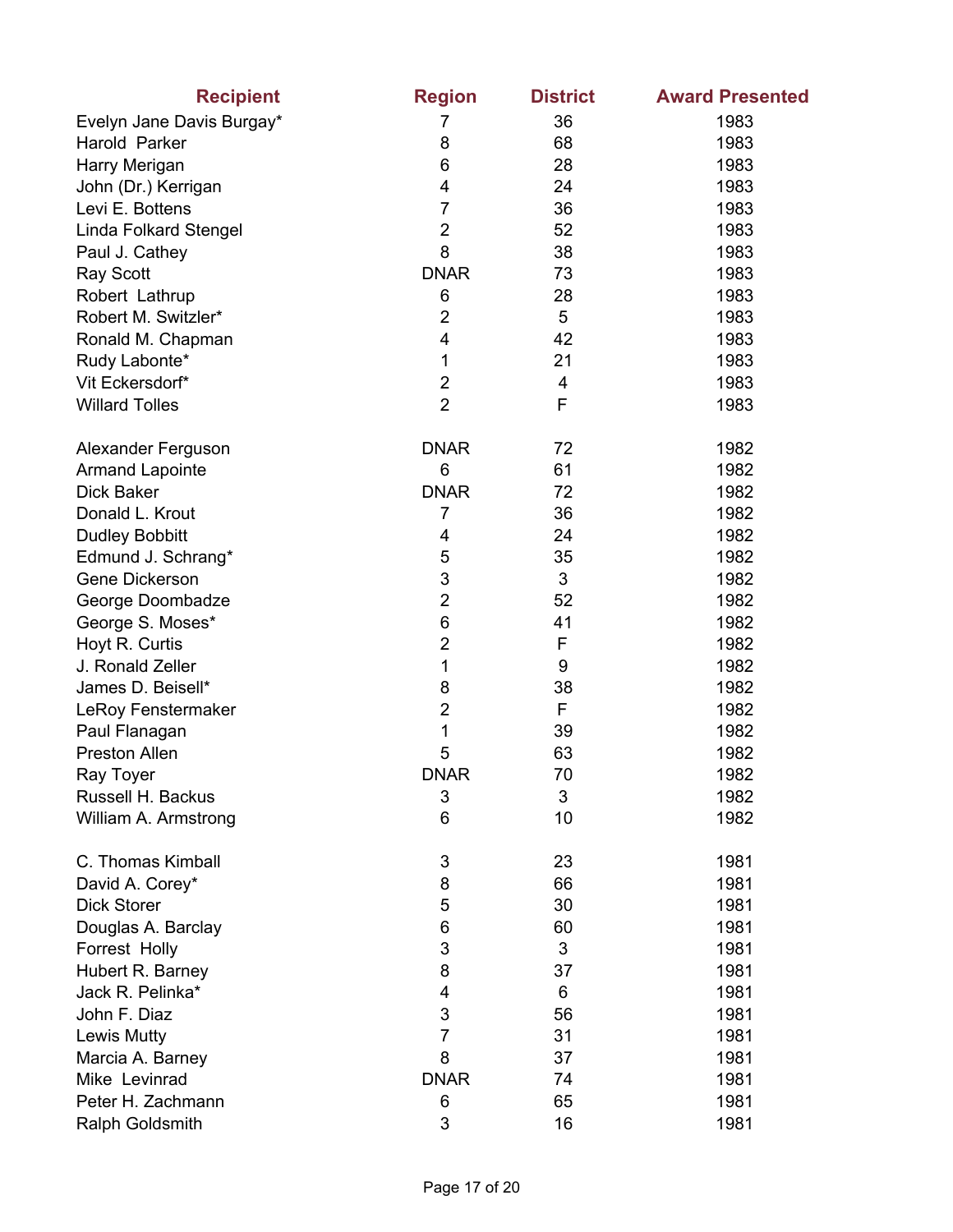| Recipient | Region | District | Award Presented |
|---|---|---|---|
| Evelyn Jane Davis Burgay* | 7 | 36 | 1983 |
| Harold Parker | 8 | 68 | 1983 |
| Harry Merigan | 6 | 28 | 1983 |
| John (Dr.) Kerrigan | 4 | 24 | 1983 |
| Levi E. Bottens | 7 | 36 | 1983 |
| Linda Folkard Stengel | 2 | 52 | 1983 |
| Paul J. Cathey | 8 | 38 | 1983 |
| Ray Scott | DNAR | 73 | 1983 |
| Robert Lathrup | 6 | 28 | 1983 |
| Robert M. Switzler* | 2 | 5 | 1983 |
| Ronald M. Chapman | 4 | 42 | 1983 |
| Rudy Labonte* | 1 | 21 | 1983 |
| Vit Eckersdorf* | 2 | 4 | 1983 |
| Willard Tolles | 2 | F | 1983 |
| | | | |
| Alexander Ferguson | DNAR | 72 | 1982 |
| Armand Lapointe | 6 | 61 | 1982 |
| Dick Baker | DNAR | 72 | 1982 |
| Donald L. Krout | 7 | 36 | 1982 |
| Dudley Bobbitt | 4 | 24 | 1982 |
| Edmund J. Schrang* | 5 | 35 | 1982 |
| Gene Dickerson | 3 | 3 | 1982 |
| George Doombadze | 2 | 52 | 1982 |
| George S. Moses* | 6 | 41 | 1982 |
| Hoyt R. Curtis | 2 | F | 1982 |
| J. Ronald Zeller | 1 | 9 | 1982 |
| James D. Beisell* | 8 | 38 | 1982 |
| LeRoy Fenstermaker | 2 | F | 1982 |
| Paul Flanagan | 1 | 39 | 1982 |
| Preston Allen | 5 | 63 | 1982 |
| Ray Toyer | DNAR | 70 | 1982 |
| Russell H. Backus | 3 | 3 | 1982 |
| William A. Armstrong | 6 | 10 | 1982 |
| | | | |
| C. Thomas Kimball | 3 | 23 | 1981 |
| David A. Corey* | 8 | 66 | 1981 |
| Dick Storer | 5 | 30 | 1981 |
| Douglas A. Barclay | 6 | 60 | 1981 |
| Forrest Holly | 3 | 3 | 1981 |
| Hubert R. Barney | 8 | 37 | 1981 |
| Jack R. Pelinka* | 4 | 6 | 1981 |
| John F. Diaz | 3 | 56 | 1981 |
| Lewis Mutty | 7 | 31 | 1981 |
| Marcia A. Barney | 8 | 37 | 1981 |
| Mike Levinrad | DNAR | 74 | 1981 |
| Peter H. Zachmann | 6 | 65 | 1981 |
| Ralph Goldsmith | 3 | 16 | 1981 |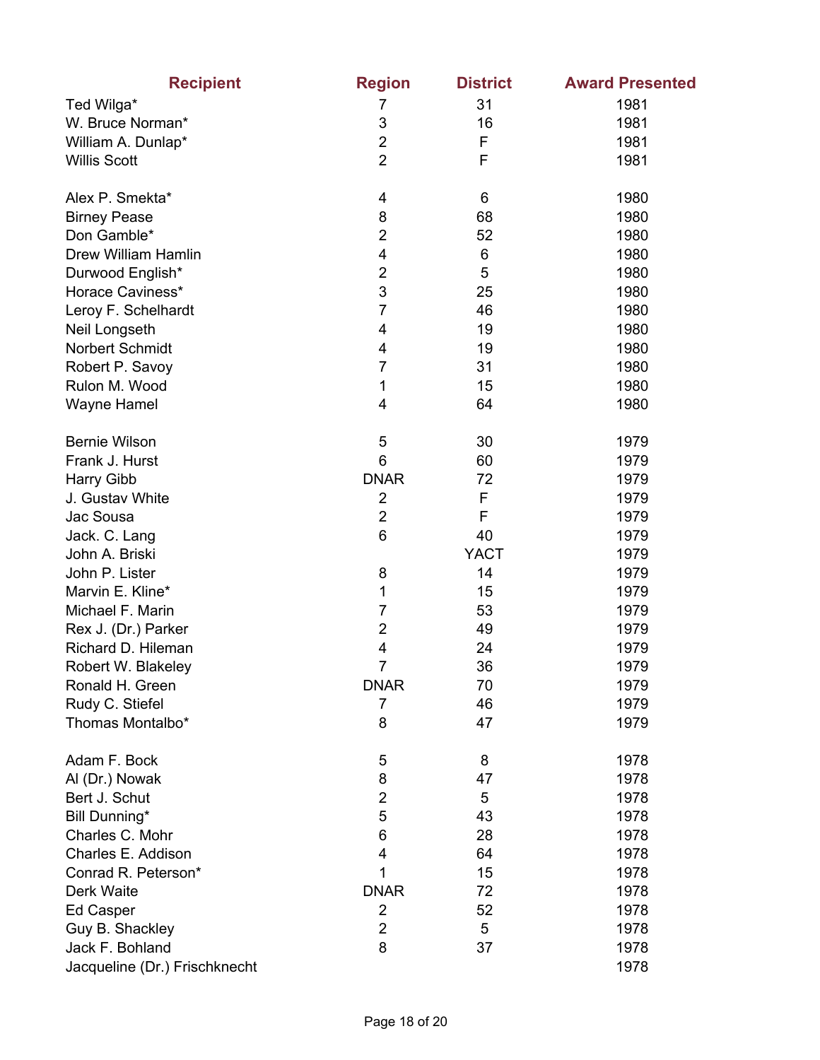| Recipient | Region | District | Award Presented |
|---|---|---|---|
| Ted Wilga* | 7 | 31 | 1981 |
| W. Bruce Norman* | 3 | 16 | 1981 |
| William A. Dunlap* | 2 | F | 1981 |
| Willis Scott | 2 | F | 1981 |
| | | | |
| Alex P. Smekta* | 4 | 6 | 1980 |
| Birney Pease | 8 | 68 | 1980 |
| Don Gamble* | 2 | 52 | 1980 |
| Drew William Hamlin | 4 | 6 | 1980 |
| Durwood English* | 2 | 5 | 1980 |
| Horace Caviness* | 3 | 25 | 1980 |
| Leroy F. Schelhardt | 7 | 46 | 1980 |
| Neil Longseth | 4 | 19 | 1980 |
| Norbert Schmidt | 4 | 19 | 1980 |
| Robert P. Savoy | 7 | 31 | 1980 |
| Rulon M. Wood | 1 | 15 | 1980 |
| Wayne Hamel | 4 | 64 | 1980 |
| | | | |
| Bernie Wilson | 5 | 30 | 1979 |
| Frank J. Hurst | 6 | 60 | 1979 |
| Harry Gibb | DNAR | 72 | 1979 |
| J. Gustav White | 2 | F | 1979 |
| Jac Sousa | 2 | F | 1979 |
| Jack. C. Lang | 6 | 40 | 1979 |
| John A. Briski | | YACT | 1979 |
| John P. Lister | 8 | 14 | 1979 |
| Marvin E. Kline* | 1 | 15 | 1979 |
| Michael F. Marin | 7 | 53 | 1979 |
| Rex J. (Dr.) Parker | 2 | 49 | 1979 |
| Richard D. Hileman | 4 | 24 | 1979 |
| Robert W. Blakeley | 7 | 36 | 1979 |
| Ronald H. Green | DNAR | 70 | 1979 |
| Rudy C. Stiefel | 7 | 46 | 1979 |
| Thomas Montalbo* | 8 | 47 | 1979 |
| | | | |
| Adam F. Bock | 5 | 8 | 1978 |
| Al (Dr.) Nowak | 8 | 47 | 1978 |
| Bert J. Schut | 2 | 5 | 1978 |
| Bill Dunning* | 5 | 43 | 1978 |
| Charles C. Mohr | 6 | 28 | 1978 |
| Charles E. Addison | 4 | 64 | 1978 |
| Conrad R. Peterson* | 1 | 15 | 1978 |
| Derk Waite | DNAR | 72 | 1978 |
| Ed Casper | 2 | 52 | 1978 |
| Guy B. Shackley | 2 | 5 | 1978 |
| Jack F. Bohland | 8 | 37 | 1978 |
| Jacqueline (Dr.) Frischknecht | | | 1978 |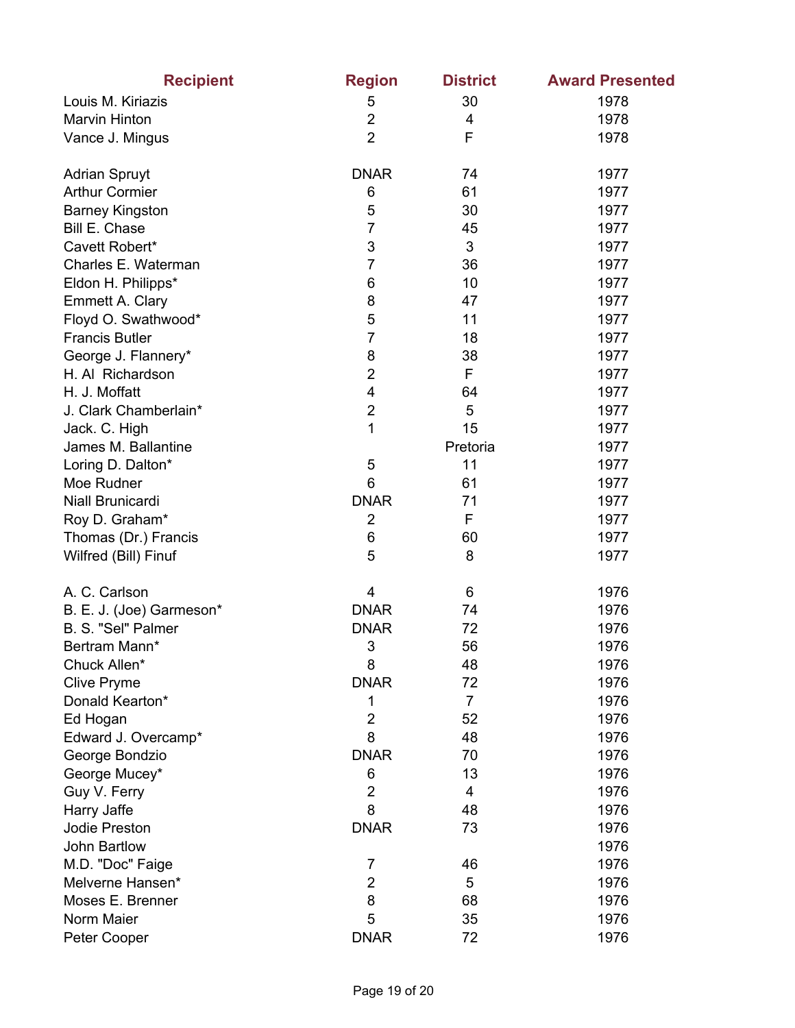| Recipient | Region | District | Award Presented |
|---|---|---|---|
| Louis M. Kiriazis | 5 | 30 | 1978 |
| Marvin Hinton | 2 | 4 | 1978 |
| Vance J. Mingus | 2 | F | 1978 |
| | | | |
| Adrian Spruyt | DNAR | 74 | 1977 |
| Arthur Cormier | 6 | 61 | 1977 |
| Barney Kingston | 5 | 30 | 1977 |
| Bill E. Chase | 7 | 45 | 1977 |
| Cavett Robert* | 3 | 3 | 1977 |
| Charles E. Waterman | 7 | 36 | 1977 |
| Eldon H. Philipps* | 6 | 10 | 1977 |
| Emmett A. Clary | 8 | 47 | 1977 |
| Floyd O. Swathwood* | 5 | 11 | 1977 |
| Francis Butler | 7 | 18 | 1977 |
| George J. Flannery* | 8 | 38 | 1977 |
| H. Al Richardson | 2 | F | 1977 |
| H. J. Moffatt | 4 | 64 | 1977 |
| J. Clark Chamberlain* | 2 | 5 | 1977 |
| Jack. C. High | 1 | 15 | 1977 |
| James M. Ballantine | | Pretoria | 1977 |
| Loring D. Dalton* | 5 | 11 | 1977 |
| Moe Rudner | 6 | 61 | 1977 |
| Niall Brunicardi | DNAR | 71 | 1977 |
| Roy D. Graham* | 2 | F | 1977 |
| Thomas (Dr.) Francis | 6 | 60 | 1977 |
| Wilfred (Bill) Finuf | 5 | 8 | 1977 |
| | | | |
| A. C. Carlson | 4 | 6 | 1976 |
| B. E. J. (Joe) Garmeson* | DNAR | 74 | 1976 |
| B. S. "Sel" Palmer | DNAR | 72 | 1976 |
| Bertram Mann* | 3 | 56 | 1976 |
| Chuck Allen* | 8 | 48 | 1976 |
| Clive Pryme | DNAR | 72 | 1976 |
| Donald Kearton* | 1 | 7 | 1976 |
| Ed Hogan | 2 | 52 | 1976 |
| Edward J. Overcamp* | 8 | 48 | 1976 |
| George Bondzio | DNAR | 70 | 1976 |
| George Mucey* | 6 | 13 | 1976 |
| Guy V. Ferry | 2 | 4 | 1976 |
| Harry Jaffe | 8 | 48 | 1976 |
| Jodie Preston | DNAR | 73 | 1976 |
| John Bartlow | | | 1976 |
| M.D. "Doc" Faige | 7 | 46 | 1976 |
| Melverne Hansen* | 2 | 5 | 1976 |
| Moses E. Brenner | 8 | 68 | 1976 |
| Norm Maier | 5 | 35 | 1976 |
| Peter Cooper | DNAR | 72 | 1976 |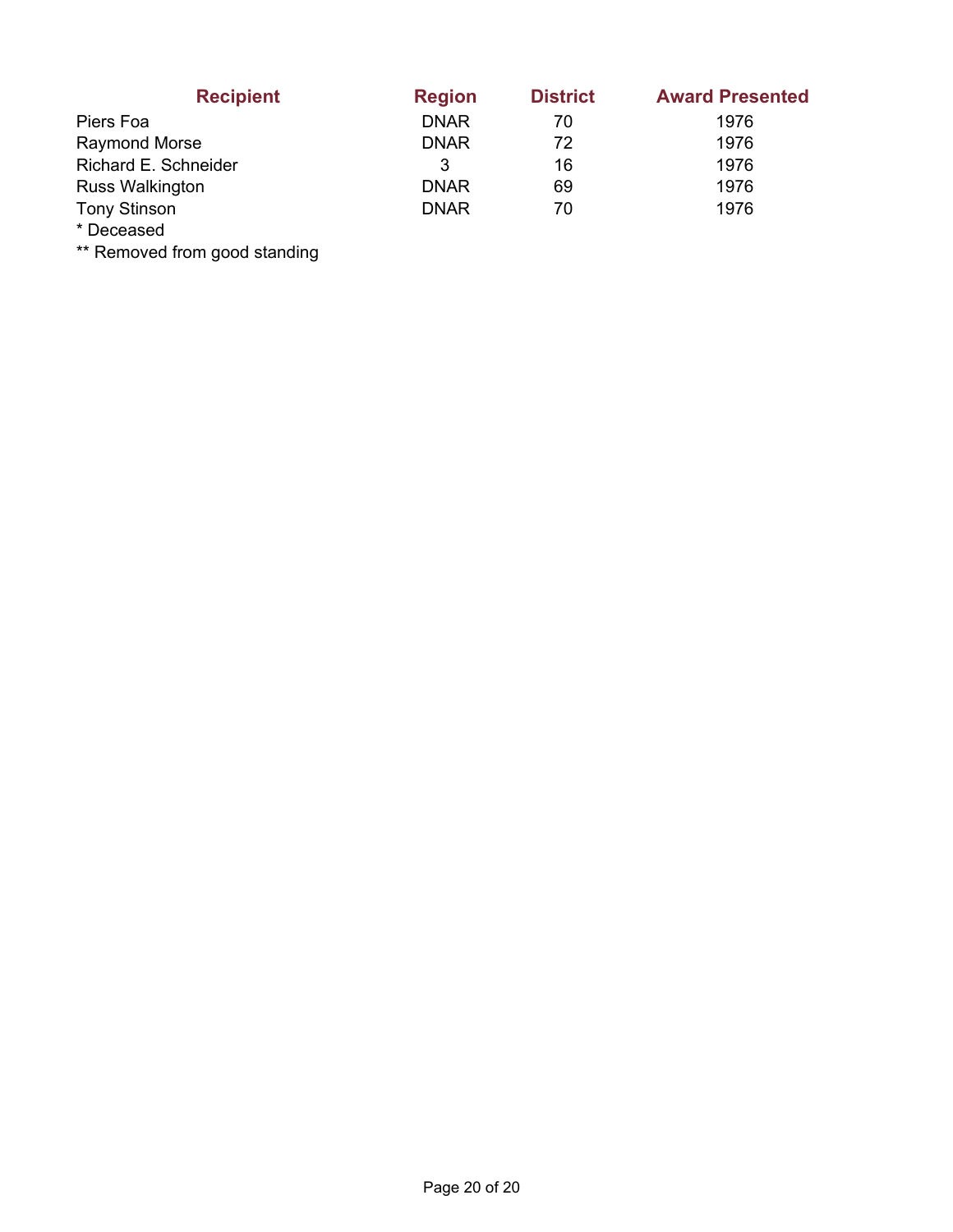| Recipient | Region | District | Award Presented |
|---|---|---|---|
| Piers Foa | DNAR | 70 | 1976 |
| Raymond Morse | DNAR | 72 | 1976 |
| Richard E. Schneider | 3 | 16 | 1976 |
| Russ Walkington | DNAR | 69 | 1976 |
| Tony Stinson | DNAR | 70 | 1976 |

* Deceased

** Removed from good standing